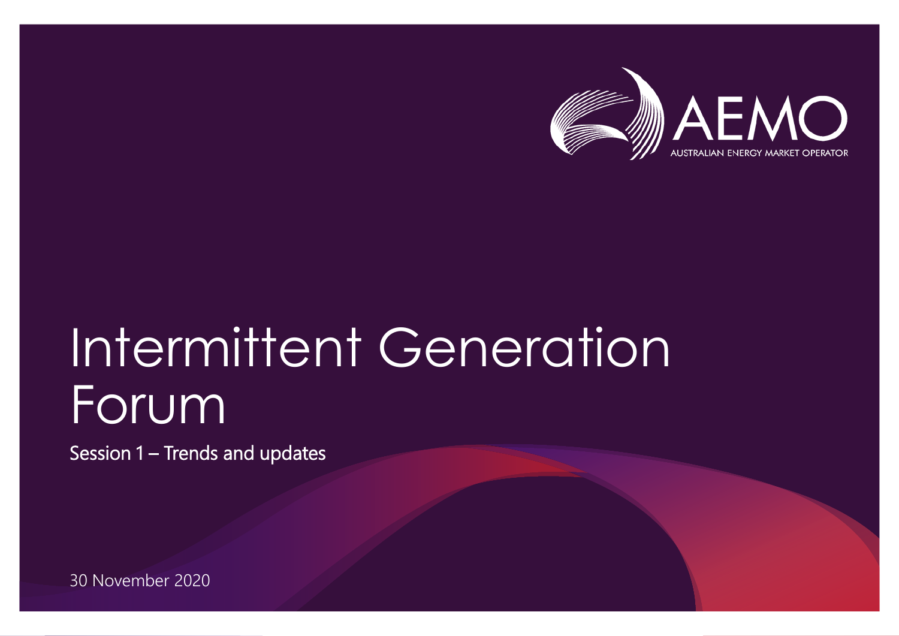AEMO

AUSTRALIAN ENERGY MARKET OPERATOR

# Intermittent Generation Forum

## Session 1 – Trends and updates

30 November 2020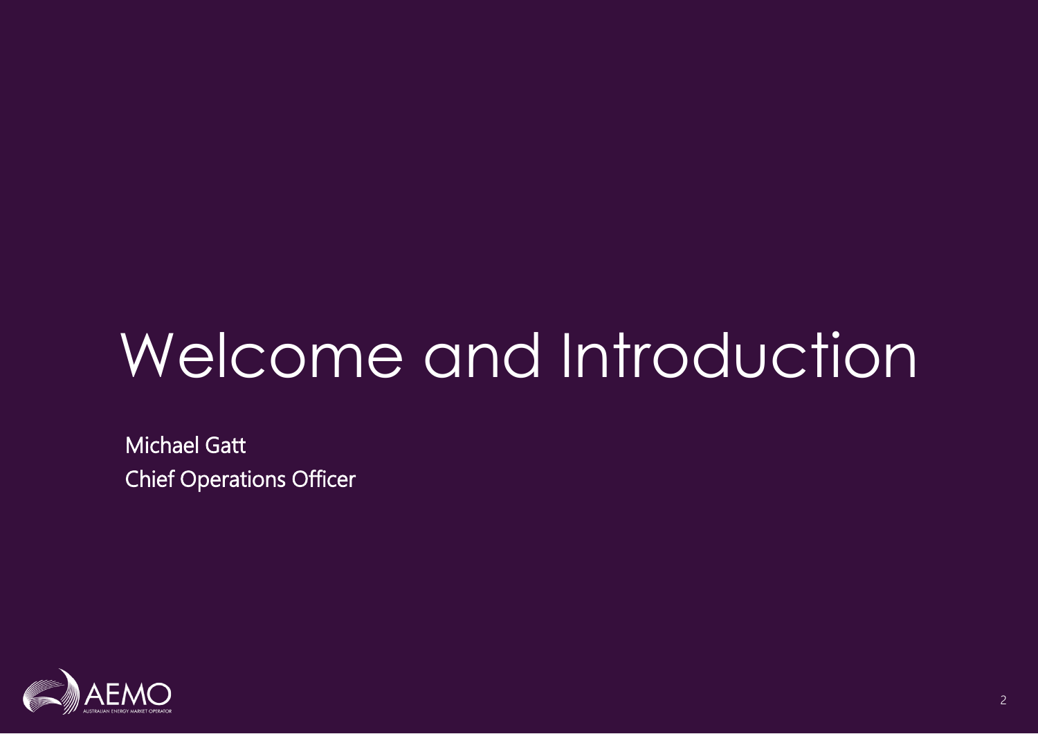# Welcome and Introduction

Michael Gatt
Chief Operations Officer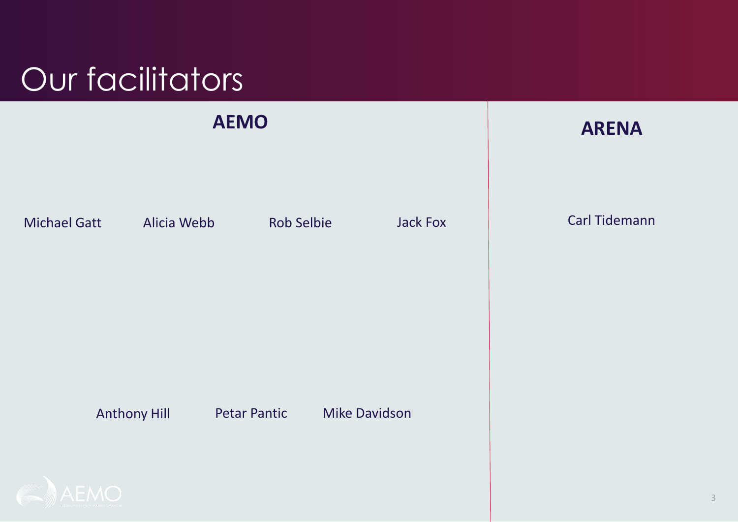# Our facilitators

## AEMO

Michael Gatt

Alicia Webb

Rob Selbie

Jack Fox

Anthony Hill

Petar Pantic

Mike Davidson

## ARENA

Carl Tidemann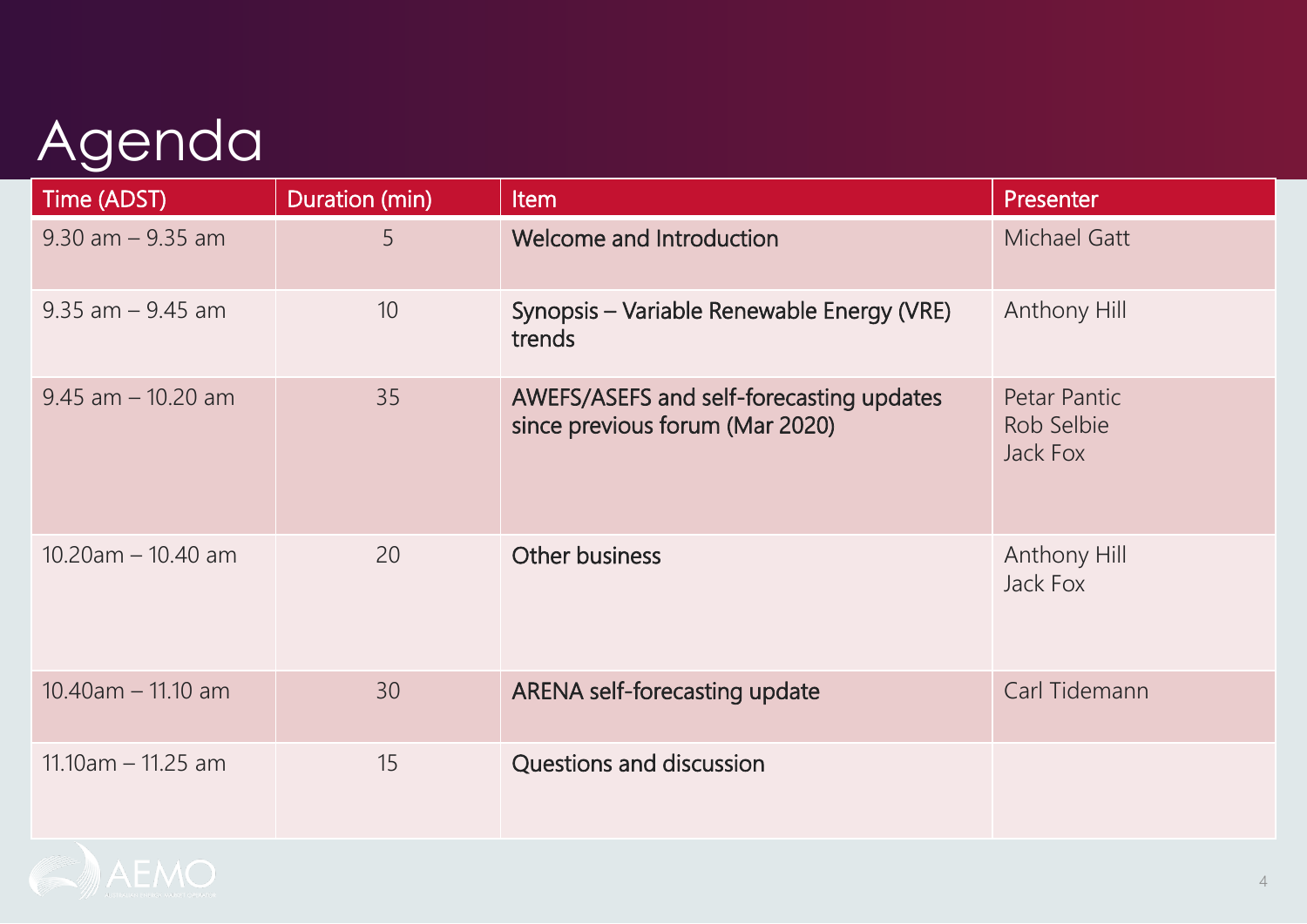# Agenda

| Time (ADST) | Duration (min) | Item | Presenter |
|---|---|---|---|
| 9.30 am – 9.35 am | 5 | Welcome and Introduction | Michael Gatt |
| 9.35 am – 9.45 am | 10 | Synopsis – Variable Renewable Energy (VRE) trends | Anthony Hill |
| 9.45 am – 10.20 am | 35 | AWEFS/ASEFS and self-forecasting updates since previous forum (Mar 2020) | Petar Pantic<br>Rob Selbie<br>Jack Fox |
| 10.20am – 10.40 am | 20 | Other business | Anthony Hill<br>Jack Fox |
| 10.40am – 11.10 am | 30 | ARENA self-forecasting update | Carl Tidemann |
| 11.10am – 11.25 am | 15 | Questions and discussion | |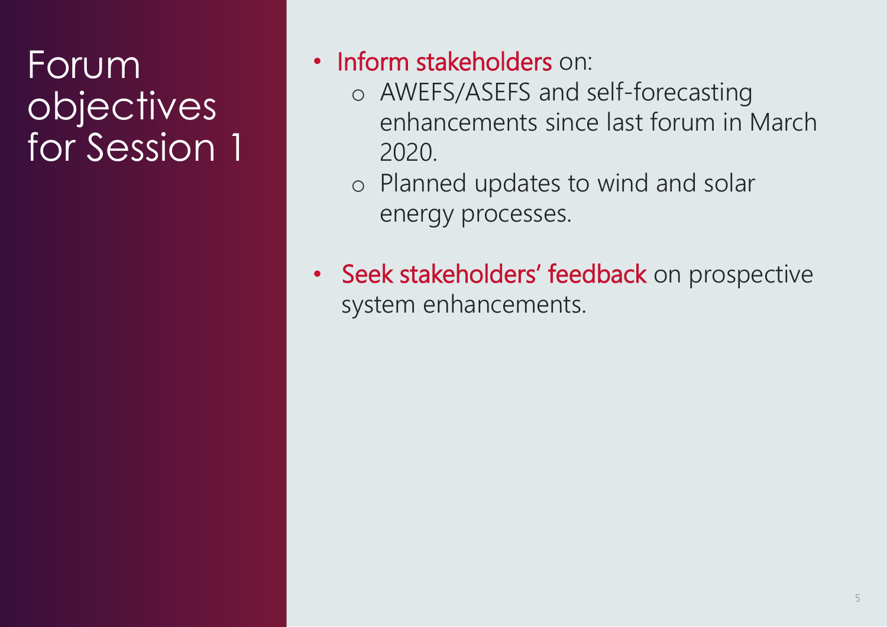# Forum objectives for Session 1

- Inform stakeholders on:
  - AWEFS/ASEFS and self-forecasting enhancements since last forum in March 2020.
  - Planned updates to wind and solar energy processes.
- Seek stakeholders' feedback on prospective system enhancements.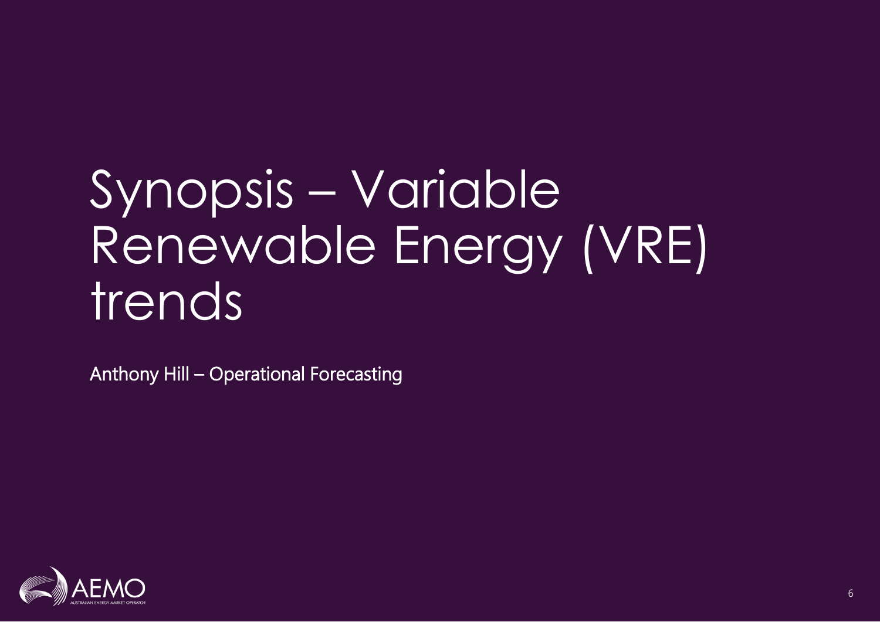# Synopsis – Variable Renewable Energy (VRE) trends

Anthony Hill – Operational Forecasting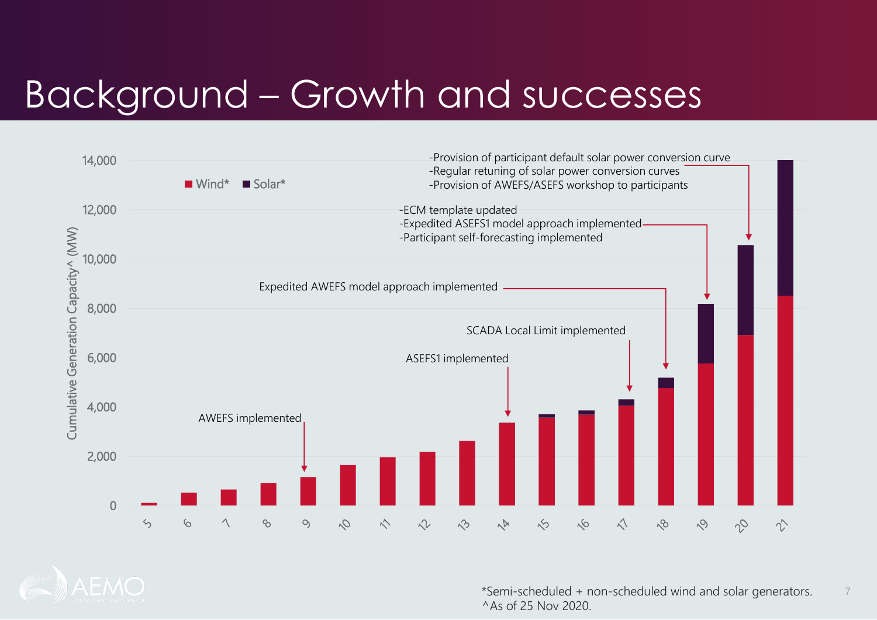# Background – Growth and successes

Wind* Solar*

Cumulative Generation Capacity^ (MW)

14,000
12,000
10,000
8,000
6,000
4,000
2,000
0

5 6 7 8 9 10 11 12 13 14 15 16 17 18 19 20 21

AWEFS implemented

ASEFS1 implemented

SCADA Local Limit implemented

Expedited AWEFS model approach implemented

-ECM template updated
-Expedited ASEFS1 model approach implemented
-Participant self-forecasting implemented

-Provision of participant default solar power conversion curve
-Regular retuning of solar power conversion curves
-Provision of AWEFS/ASEFS workshop to participants

*Semi-scheduled + non-scheduled wind and solar generators.
^As of 25 Nov 2020.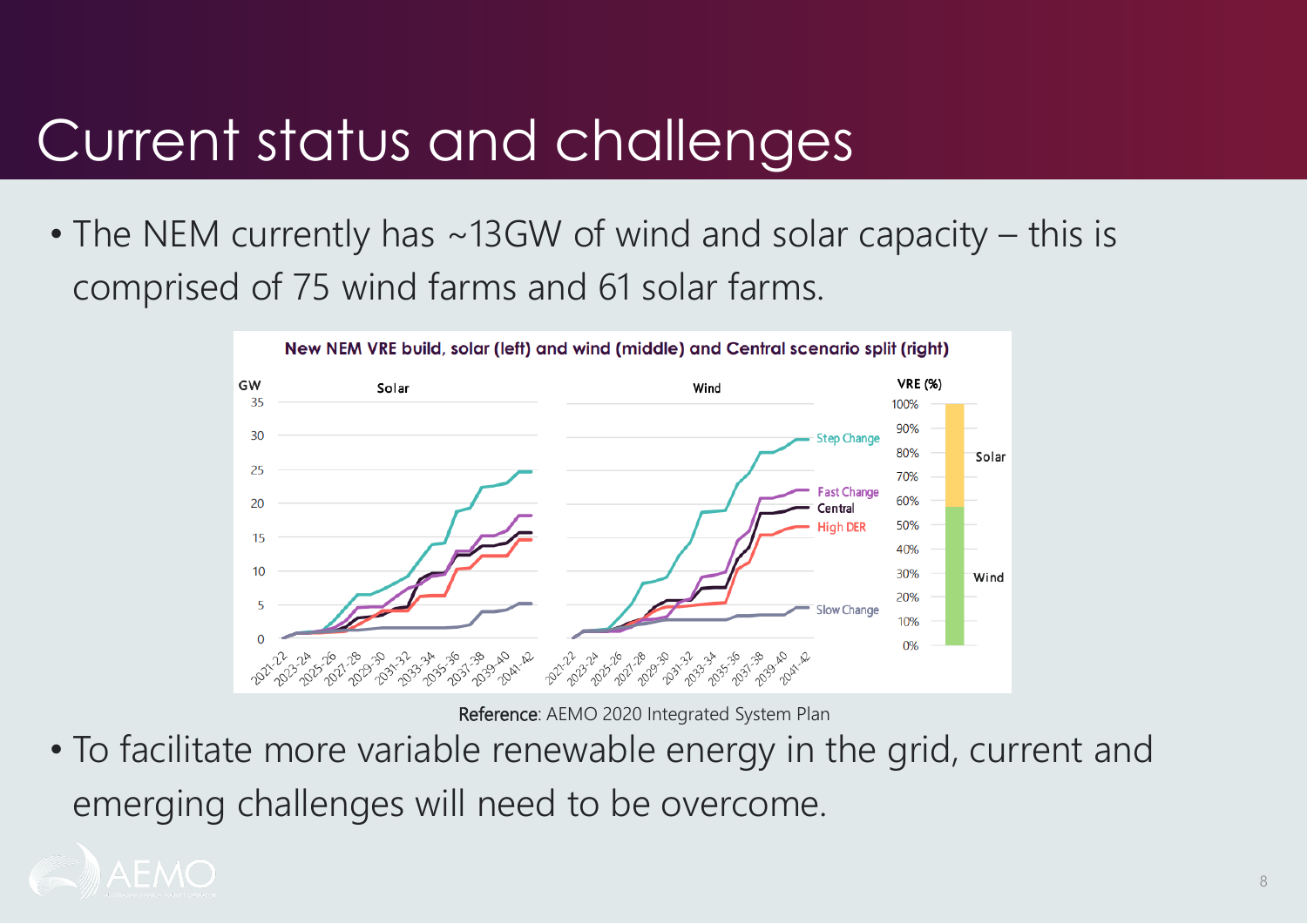# Current status and challenges

- The NEM currently has ~13GW of wind and solar capacity – this is comprised of 75 wind farms and 61 solar farms.

**New NEM VRE build, solar (left) and wind (middle) and Central scenario split (right)**

**Reference**: AEMO 2020 Integrated System Plan

- To facilitate more variable renewable energy in the grid, current and emerging challenges will need to be overcome.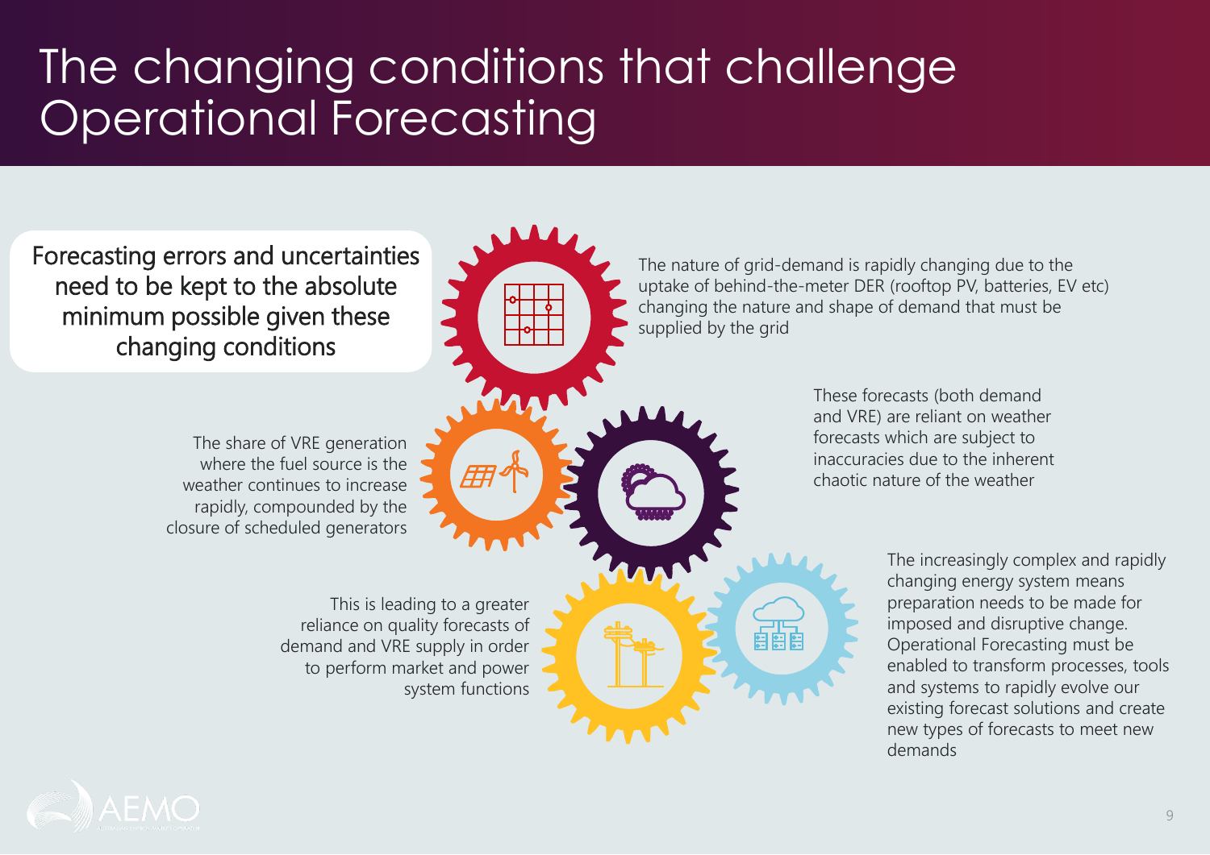# The changing conditions that challenge Operational Forecasting

**Forecasting errors and uncertainties need to be kept to the absolute minimum possible given these changing conditions**

The nature of grid-demand is rapidly changing due to the uptake of behind-the-meter DER (rooftop PV, batteries, EV etc) changing the nature and shape of demand that must be supplied by the grid

The share of VRE generation where the fuel source is the weather continues to increase rapidly, compounded by the closure of scheduled generators

These forecasts (both demand and VRE) are reliant on weather forecasts which are subject to inaccuracies due to the inherent chaotic nature of the weather

This is leading to a greater reliance on quality forecasts of demand and VRE supply in order to perform market and power system functions

The increasingly complex and rapidly changing energy system means preparation needs to be made for imposed and disruptive change. Operational Forecasting must be enabled to transform processes, tools and systems to rapidly evolve our existing forecast solutions and create new types of forecasts to meet new demands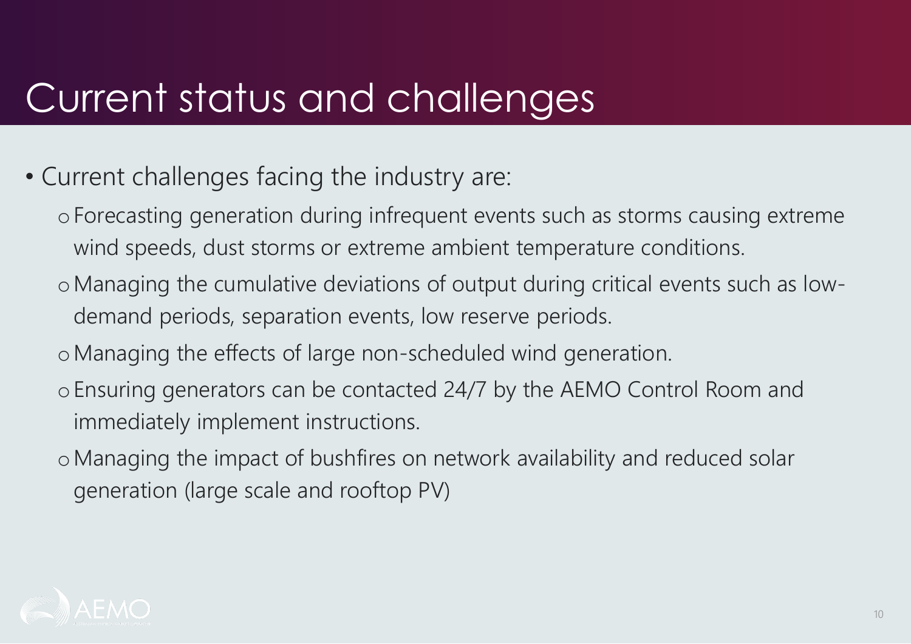# Current status and challenges

- Current challenges facing the industry are:
  - Forecasting generation during infrequent events such as storms causing extreme wind speeds, dust storms or extreme ambient temperature conditions.
  - Managing the cumulative deviations of output during critical events such as low-demand periods, separation events, low reserve periods.
  - Managing the effects of large non-scheduled wind generation.
  - Ensuring generators can be contacted 24/7 by the AEMO Control Room and immediately implement instructions.
  - Managing the impact of bushfires on network availability and reduced solar generation (large scale and rooftop PV)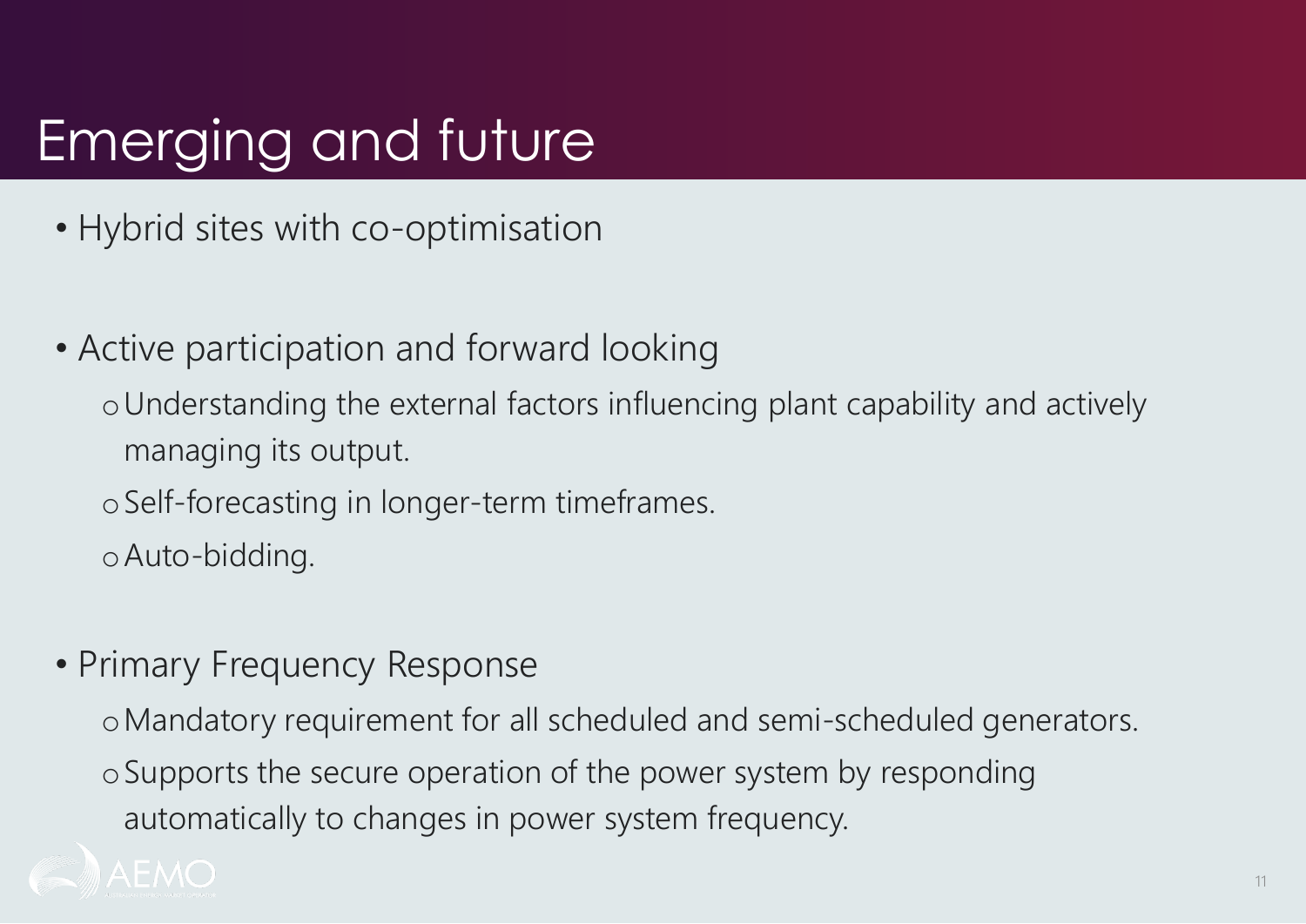# Emerging and future

- Hybrid sites with co-optimisation

- Active participation and forward looking
  - Understanding the external factors influencing plant capability and actively managing its output.
  - Self-forecasting in longer-term timeframes.
  - Auto-bidding.

- Primary Frequency Response
  - Mandatory requirement for all scheduled and semi-scheduled generators.
  - Supports the secure operation of the power system by responding automatically to changes in power system frequency.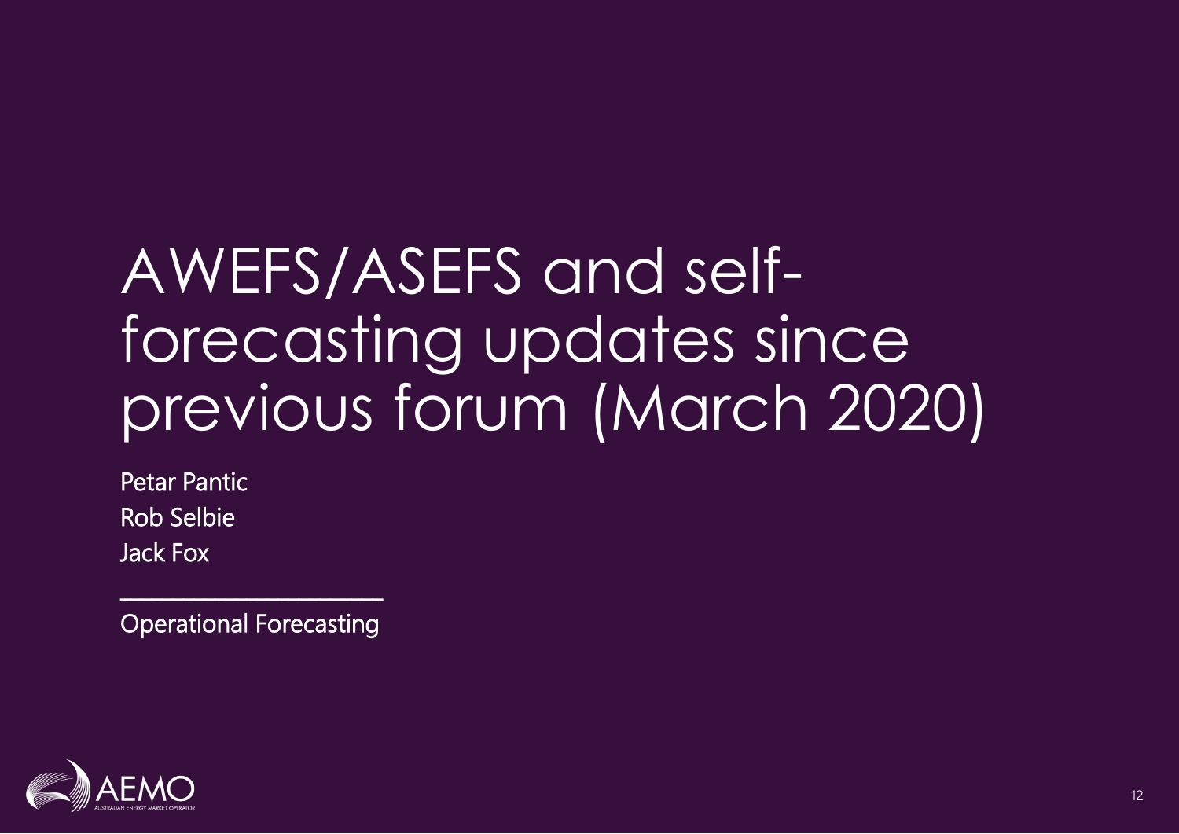# AWEFS/ASEFS and self-forecasting updates since previous forum (March 2020)

Petar Pantic
Rob Selbie
Jack Fox

---

Operational Forecasting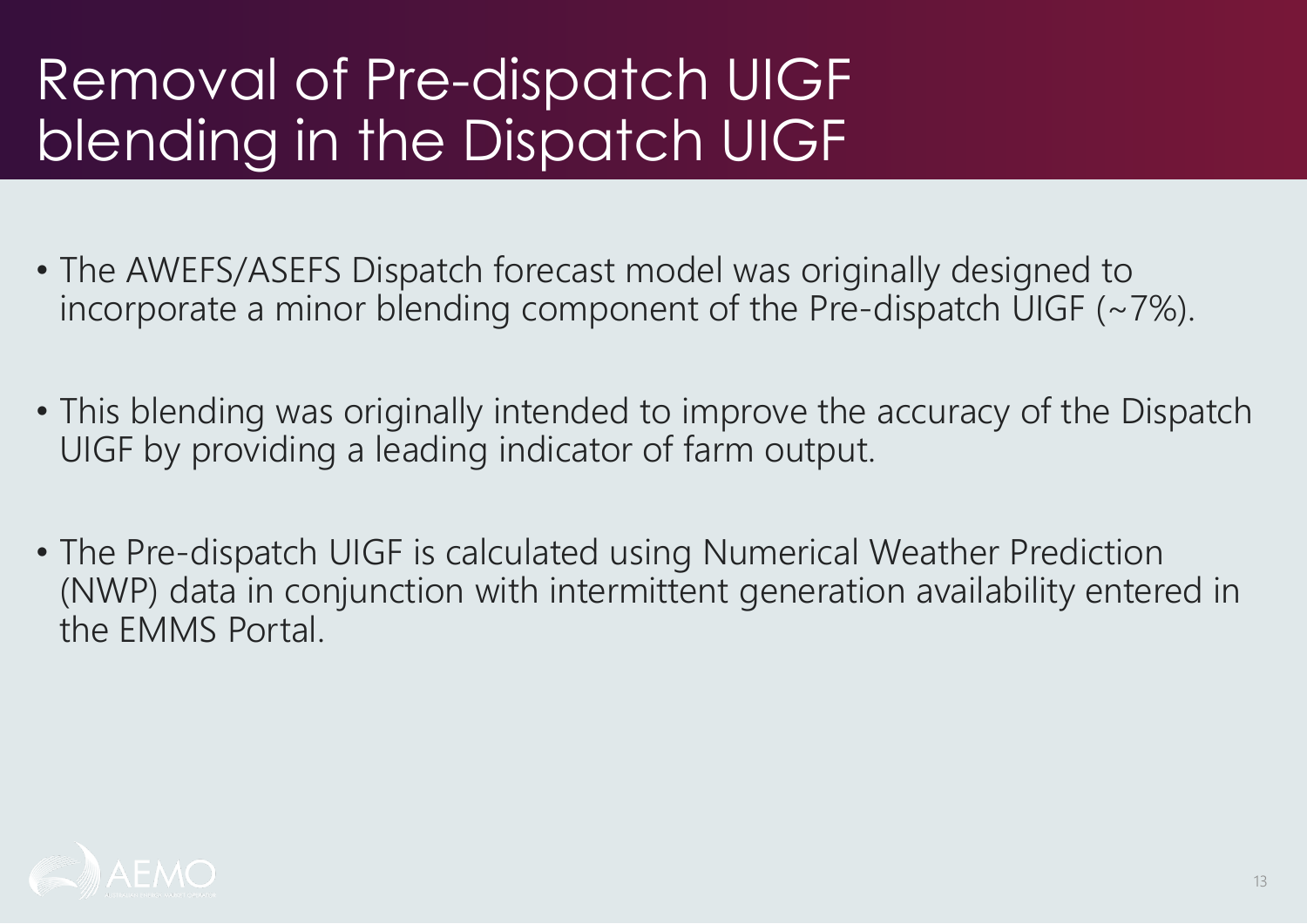# Removal of Pre-dispatch UIGF blending in the Dispatch UIGF

- The AWEFS/ASEFS Dispatch forecast model was originally designed to incorporate a minor blending component of the Pre-dispatch UIGF (~7%).
- This blending was originally intended to improve the accuracy of the Dispatch UIGF by providing a leading indicator of farm output.
- The Pre-dispatch UIGF is calculated using Numerical Weather Prediction (NWP) data in conjunction with intermittent generation availability entered in the EMMS Portal.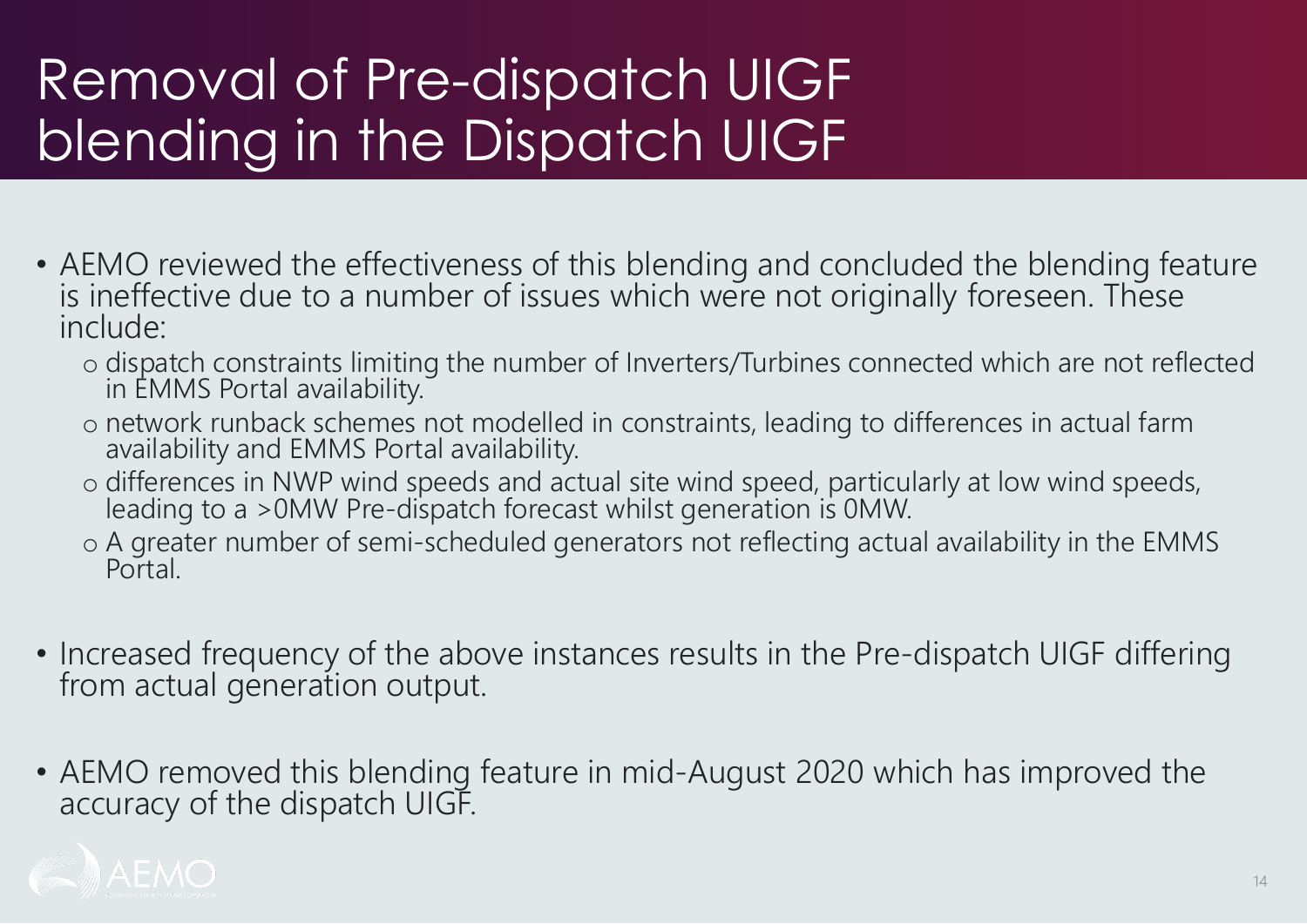# Removal of Pre-dispatch UIGF blending in the Dispatch UIGF

- AEMO reviewed the effectiveness of this blending and concluded the blending feature is ineffective due to a number of issues which were not originally foreseen. These include:
  - dispatch constraints limiting the number of Inverters/Turbines connected which are not reflected in EMMS Portal availability.
  - network runback schemes not modelled in constraints, leading to differences in actual farm availability and EMMS Portal availability.
  - differences in NWP wind speeds and actual site wind speed, particularly at low wind speeds, leading to a >0MW Pre-dispatch forecast whilst generation is 0MW.
  - A greater number of semi-scheduled generators not reflecting actual availability in the EMMS Portal.

- Increased frequency of the above instances results in the Pre-dispatch UIGF differing from actual generation output.

- AEMO removed this blending feature in mid-August 2020 which has improved the accuracy of the dispatch UIGF.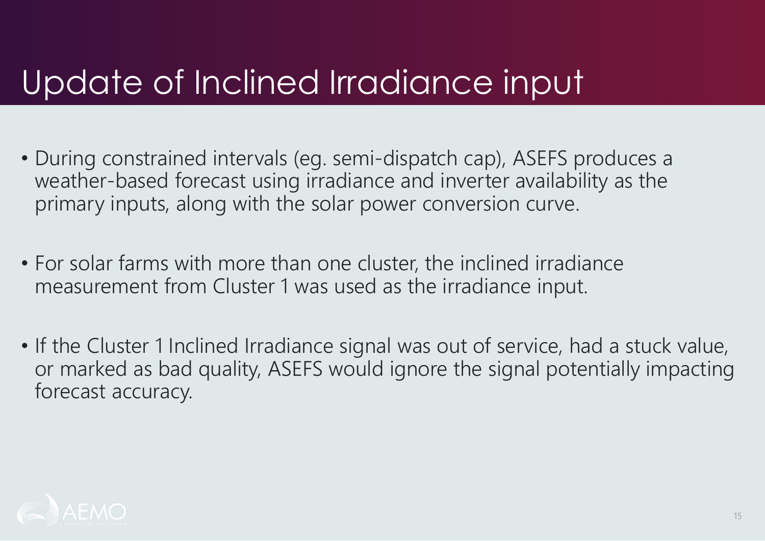# Update of Inclined Irradiance input

- During constrained intervals (eg. semi-dispatch cap), ASEFS produces a weather-based forecast using irradiance and inverter availability as the primary inputs, along with the solar power conversion curve.
- For solar farms with more than one cluster, the inclined irradiance measurement from Cluster 1 was used as the irradiance input.
- If the Cluster 1 Inclined Irradiance signal was out of service, had a stuck value, or marked as bad quality, ASEFS would ignore the signal potentially impacting forecast accuracy.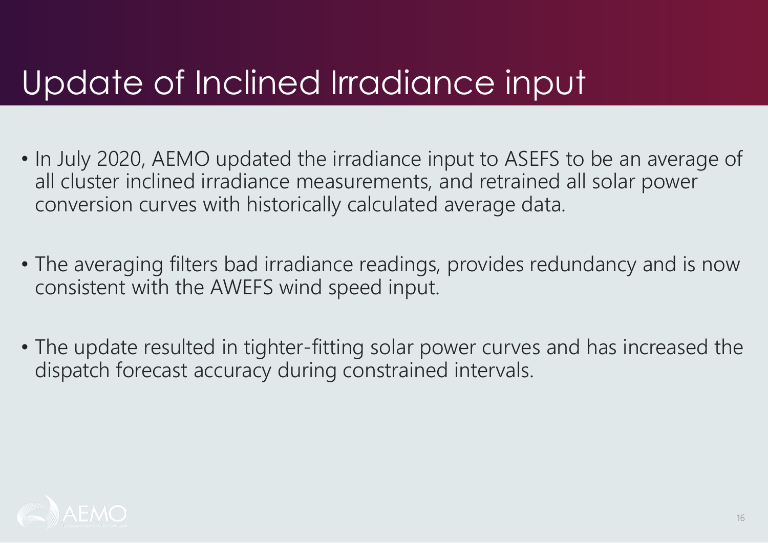# Update of Inclined Irradiance input

- In July 2020, AEMO updated the irradiance input to ASEFS to be an average of all cluster inclined irradiance measurements, and retrained all solar power conversion curves with historically calculated average data.

- The averaging filters bad irradiance readings, provides redundancy and is now consistent with the AWEFS wind speed input.

- The update resulted in tighter-fitting solar power curves and has increased the dispatch forecast accuracy during constrained intervals.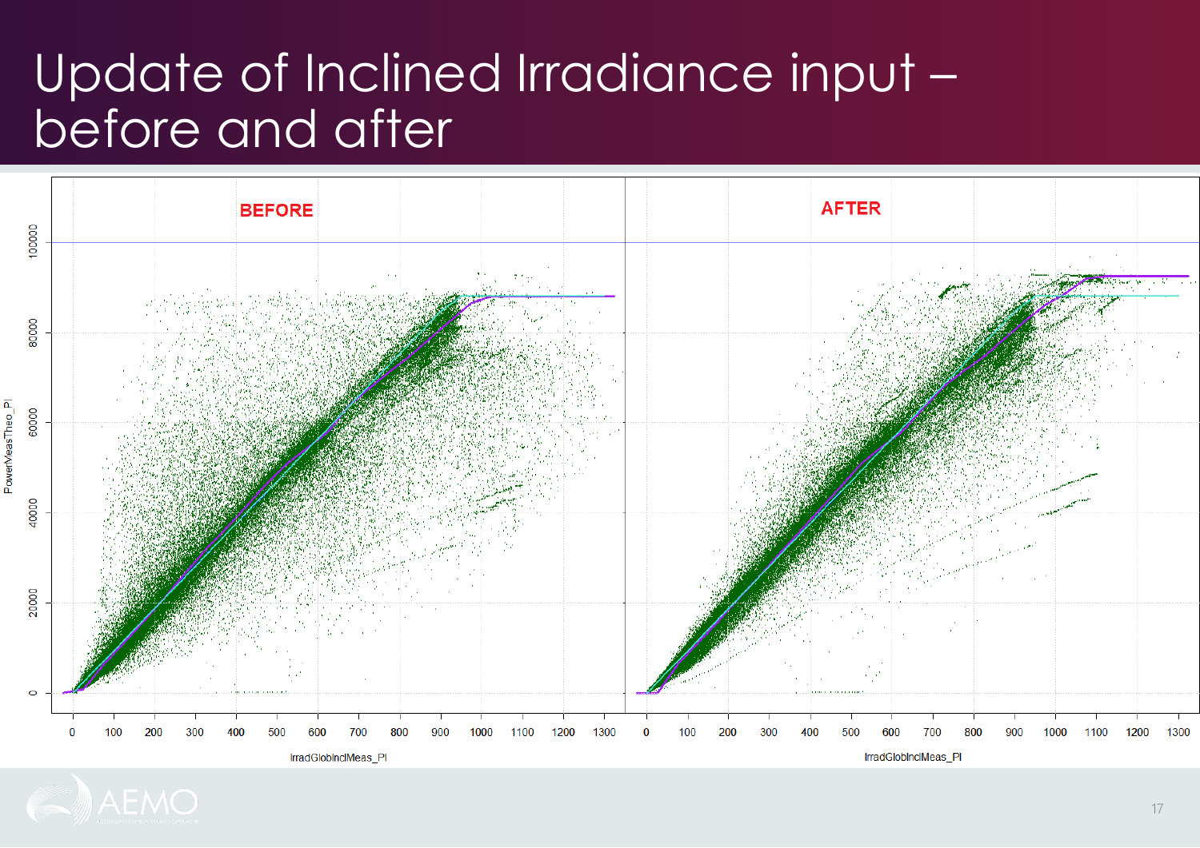# Update of Inclined Irradiance input – before and after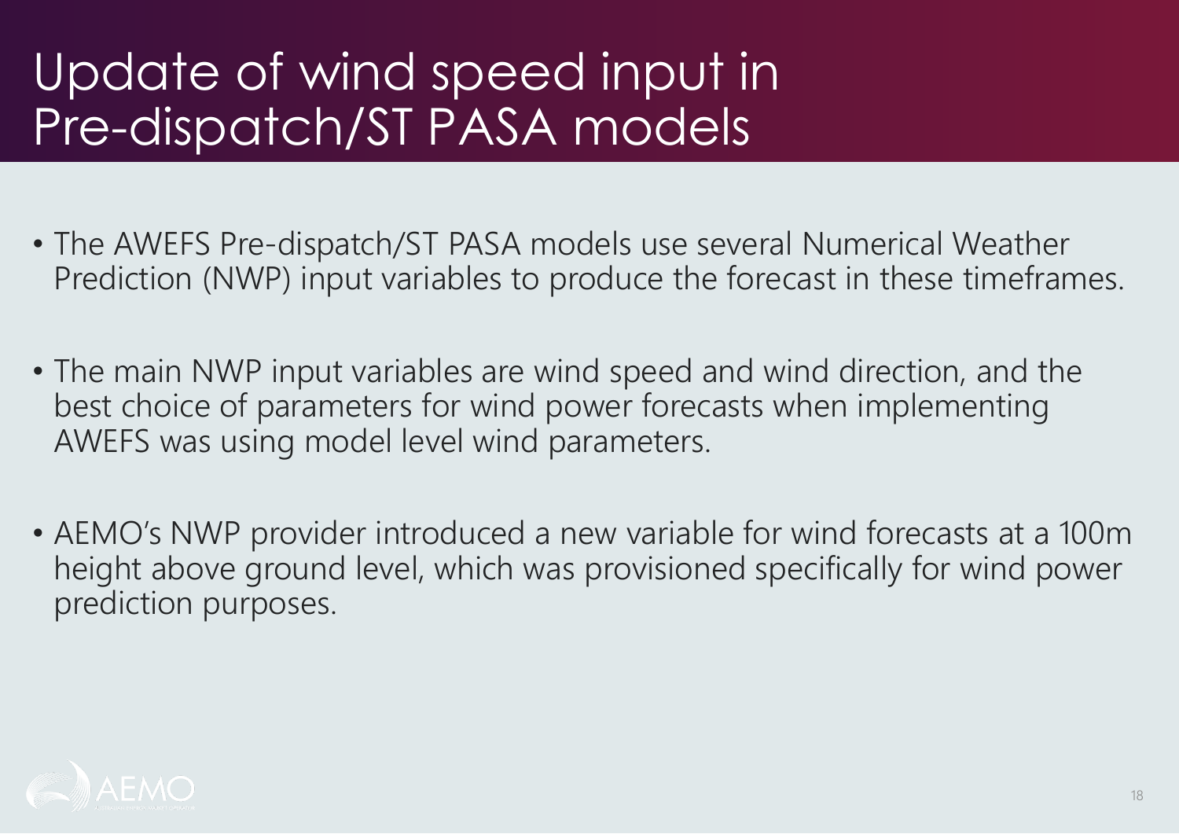# Update of wind speed input in Pre-dispatch/ST PASA models

- The AWEFS Pre-dispatch/ST PASA models use several Numerical Weather Prediction (NWP) input variables to produce the forecast in these timeframes.
- The main NWP input variables are wind speed and wind direction, and the best choice of parameters for wind power forecasts when implementing AWEFS was using model level wind parameters.
- AEMO's NWP provider introduced a new variable for wind forecasts at a 100m height above ground level, which was provisioned specifically for wind power prediction purposes.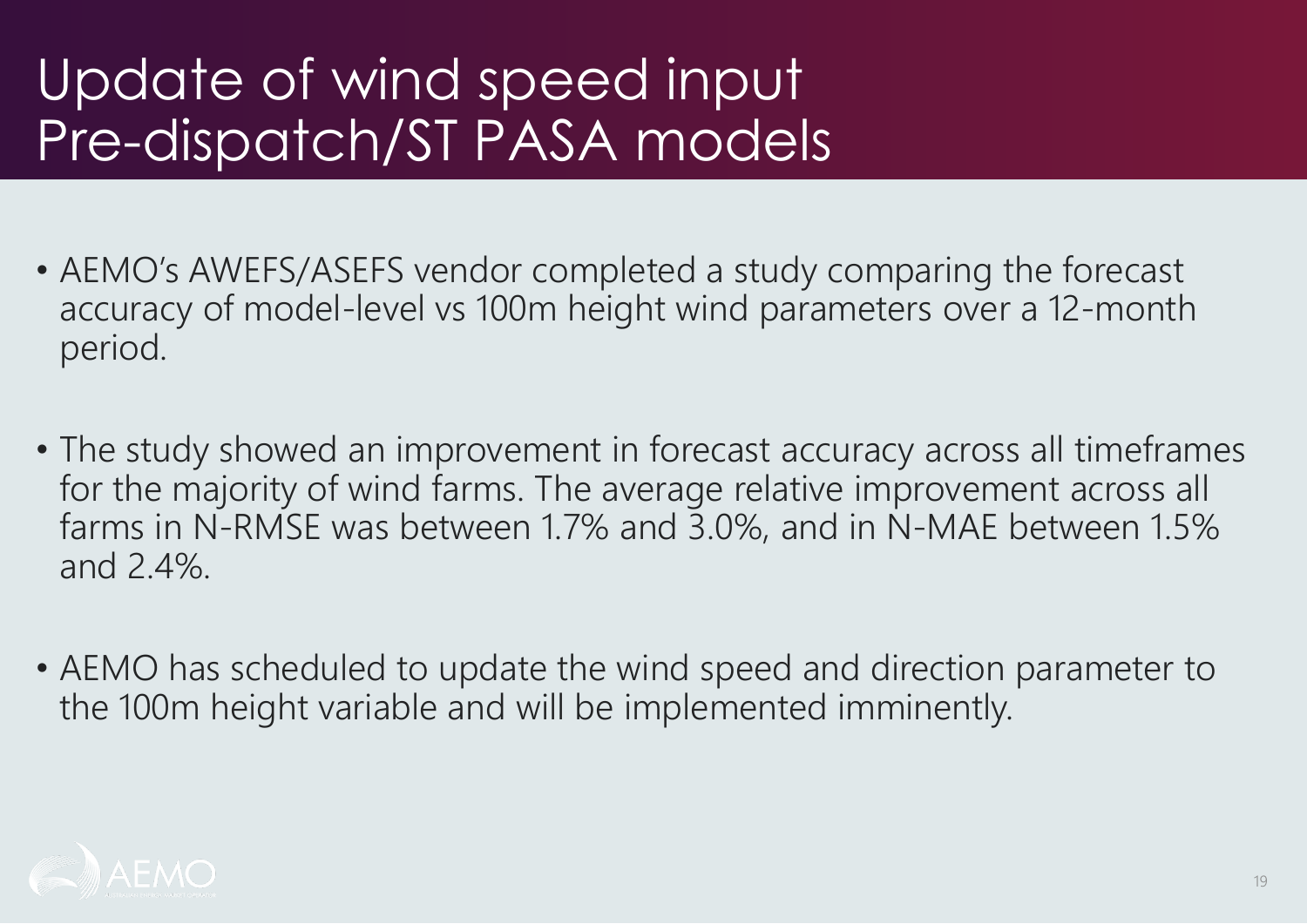# Update of wind speed input Pre-dispatch/ST PASA models

- AEMO's AWEFS/ASEFS vendor completed a study comparing the forecast accuracy of model-level vs 100m height wind parameters over a 12-month period.
- The study showed an improvement in forecast accuracy across all timeframes for the majority of wind farms. The average relative improvement across all farms in N-RMSE was between 1.7% and 3.0%, and in N-MAE between 1.5% and 2.4%.
- AEMO has scheduled to update the wind speed and direction parameter to the 100m height variable and will be implemented imminently.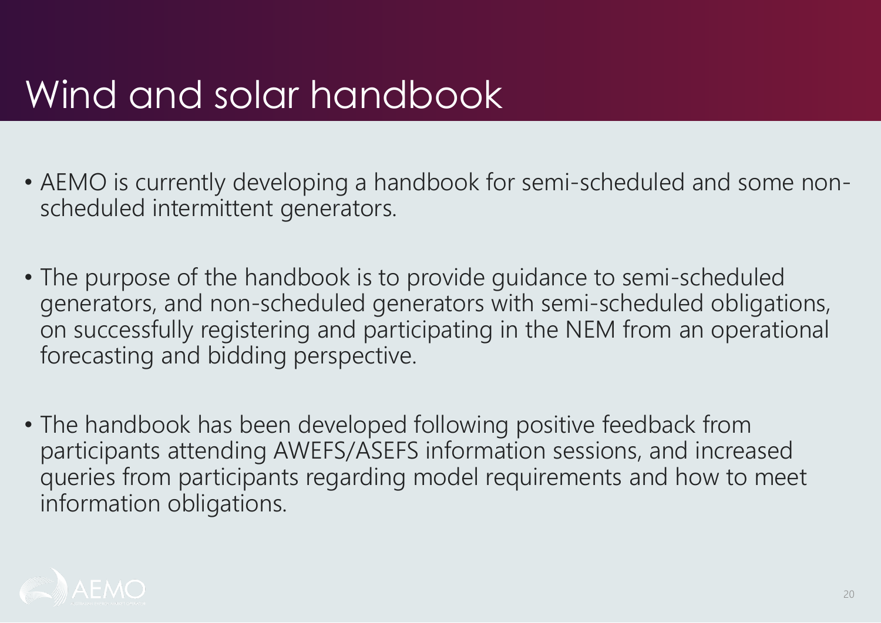# Wind and solar handbook

- AEMO is currently developing a handbook for semi-scheduled and some non-scheduled intermittent generators.
- The purpose of the handbook is to provide guidance to semi-scheduled generators, and non-scheduled generators with semi-scheduled obligations, on successfully registering and participating in the NEM from an operational forecasting and bidding perspective.
- The handbook has been developed following positive feedback from participants attending AWEFS/ASEFS information sessions, and increased queries from participants regarding model requirements and how to meet information obligations.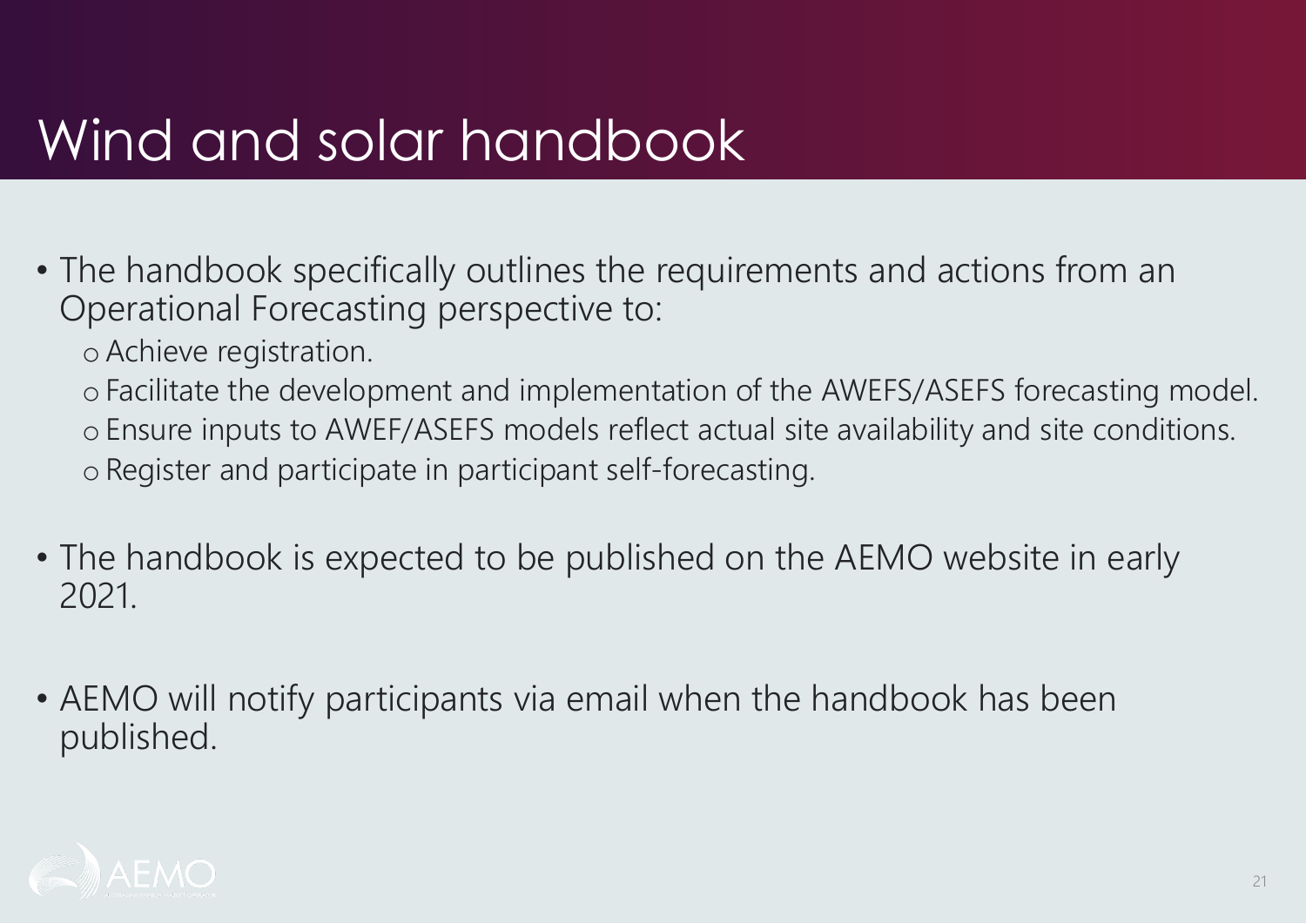# Wind and solar handbook

- The handbook specifically outlines the requirements and actions from an Operational Forecasting perspective to:
  - Achieve registration.
  - Facilitate the development and implementation of the AWEFS/ASEFS forecasting model.
  - Ensure inputs to AWEF/ASEFS models reflect actual site availability and site conditions.
  - Register and participate in participant self-forecasting.
- The handbook is expected to be published on the AEMO website in early 2021.
- AEMO will notify participants via email when the handbook has been published.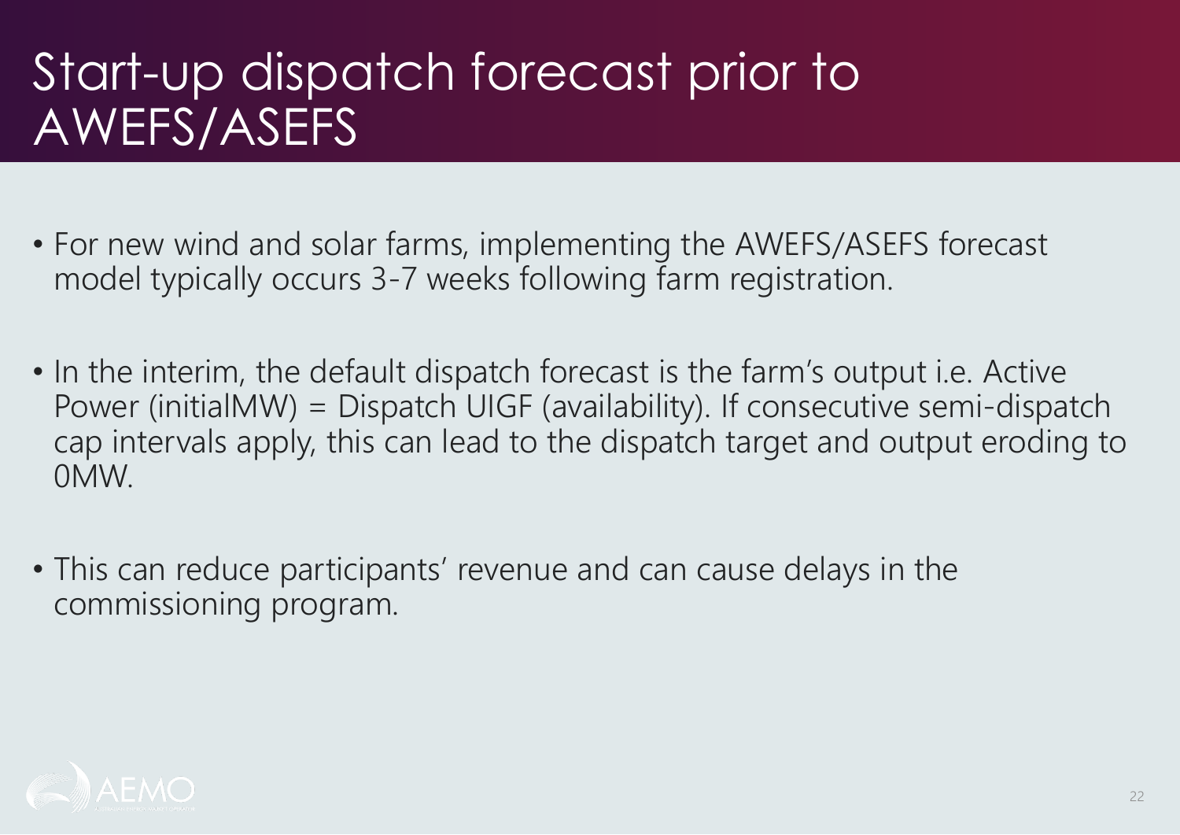# Start-up dispatch forecast prior to AWEFS/ASEFS

- For new wind and solar farms, implementing the AWEFS/ASEFS forecast model typically occurs 3-7 weeks following farm registration.
- In the interim, the default dispatch forecast is the farm's output i.e. Active Power (initialMW) = Dispatch UIGF (availability). If consecutive semi-dispatch cap intervals apply, this can lead to the dispatch target and output eroding to 0MW.
- This can reduce participants' revenue and can cause delays in the commissioning program.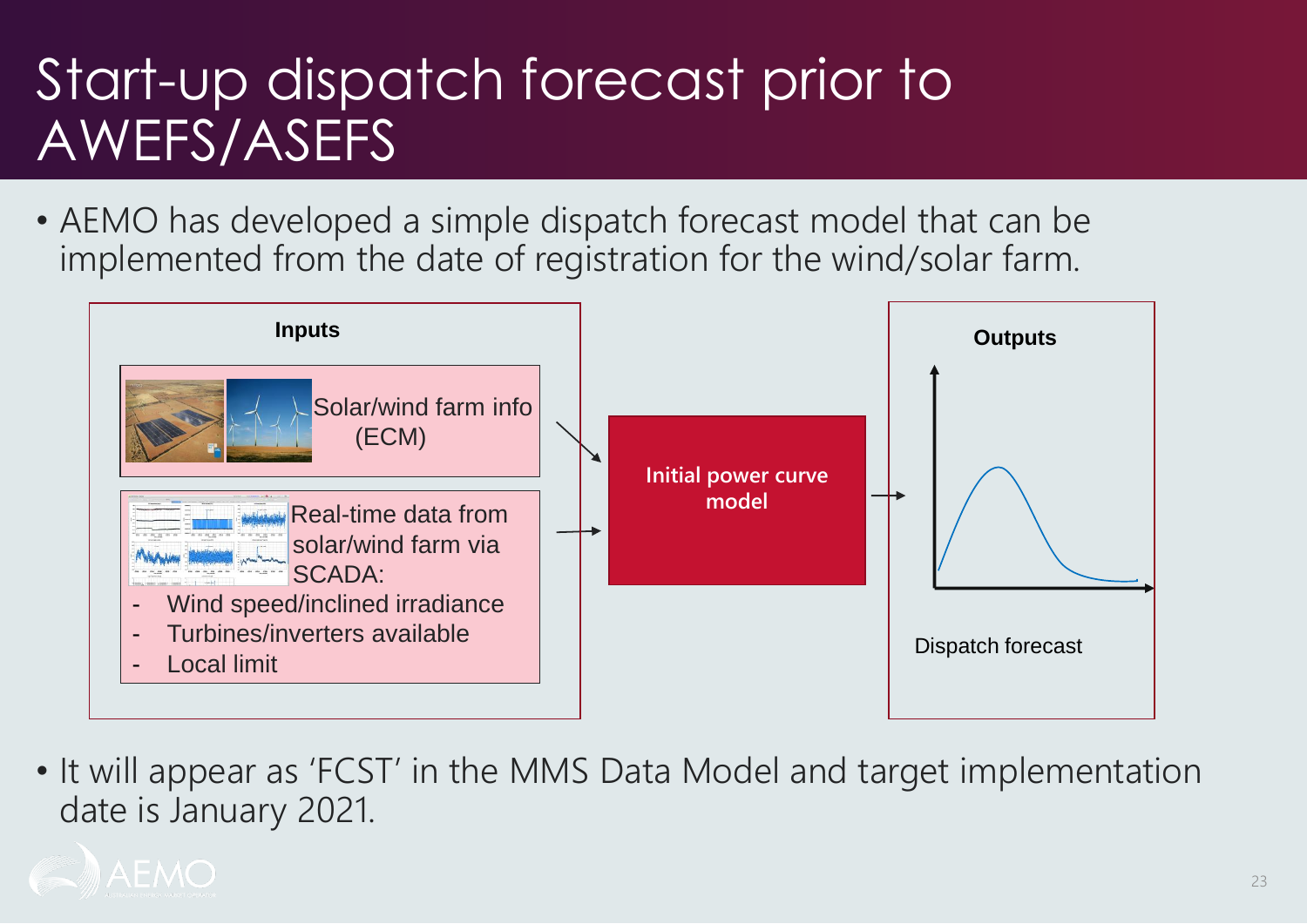# Start-up dispatch forecast prior to AWEFS/ASEFS

- AEMO has developed a simple dispatch forecast model that can be implemented from the date of registration for the wind/solar farm.

**Inputs**

Solar/wind farm info (ECM)

Real-time data from solar/wind farm via SCADA:

- Wind speed/inclined irradiance
- Turbines/inverters available
- Local limit

**Initial power curve model**

**Outputs**

Dispatch forecast

- It will appear as 'FCST' in the MMS Data Model and target implementation date is January 2021.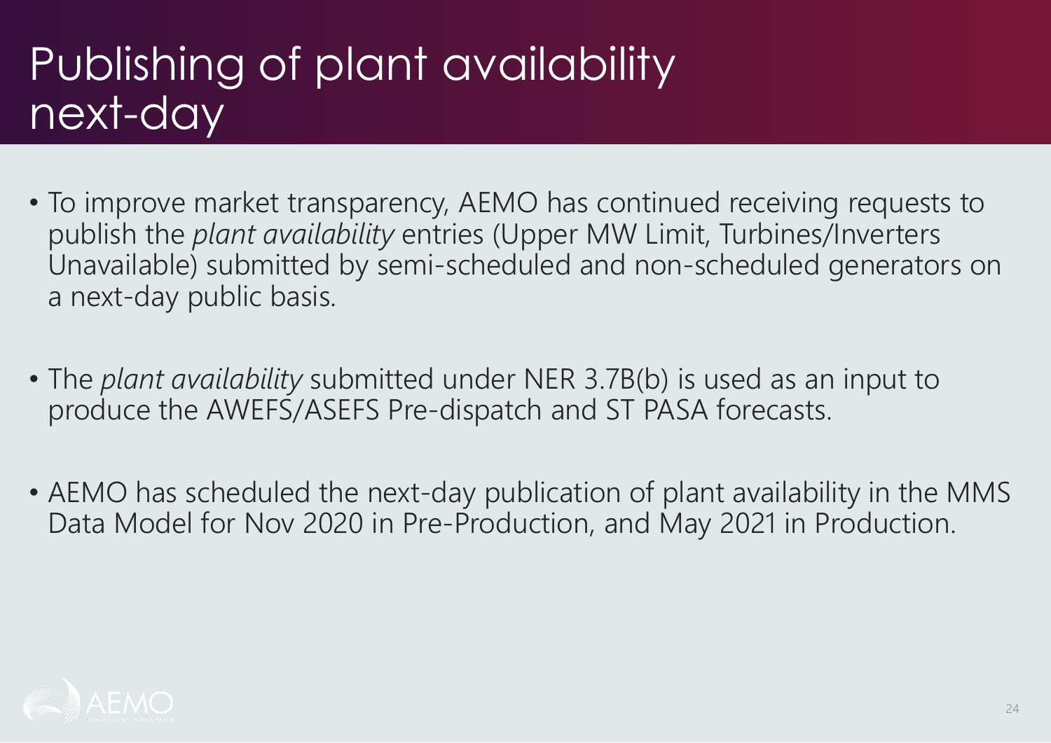# Publishing of plant availability next-day

- To improve market transparency, AEMO has continued receiving requests to publish the *plant availability* entries (Upper MW Limit, Turbines/Inverters Unavailable) submitted by semi-scheduled and non-scheduled generators on a next-day public basis.

- The *plant availability* submitted under NER 3.7B(b) is used as an input to produce the AWEFS/ASEFS Pre-dispatch and ST PASA forecasts.

- AEMO has scheduled the next-day publication of plant availability in the MMS Data Model for Nov 2020 in Pre-Production, and May 2021 in Production.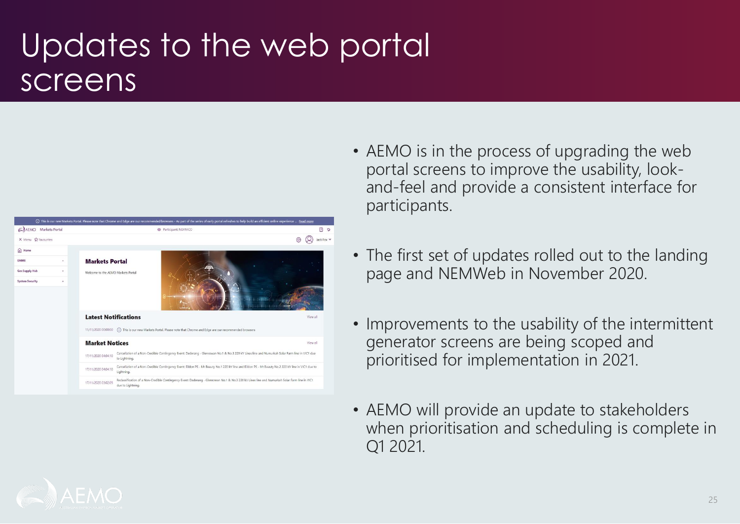# Updates to the web portal screens

- AEMO is in the process of upgrading the web portal screens to improve the usability, look-and-feel and provide a consistent interface for participants.
- The first set of updates rolled out to the landing page and NEMWeb in November 2020.
- Improvements to the usability of the intermittent generator screens are being scoped and prioritised for implementation in 2021.
- AEMO will provide an update to stakeholders when prioritisation and scheduling is complete in Q1 2021.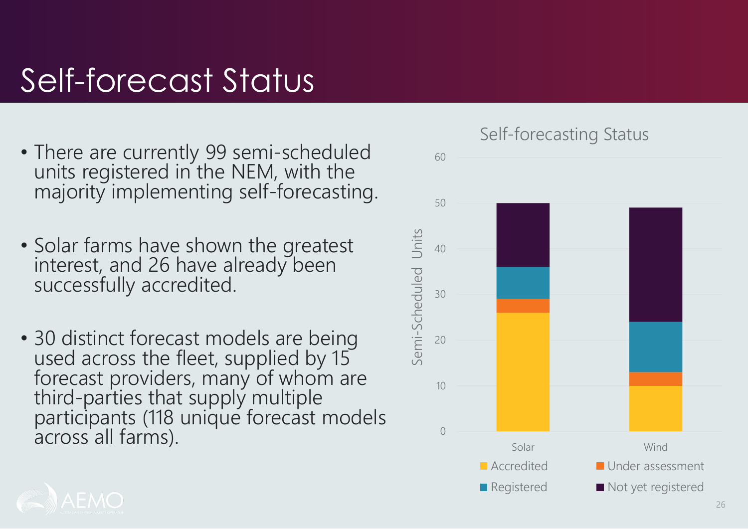# Self-forecast Status

- There are currently 99 semi-scheduled units registered in the NEM, with the majority implementing self-forecasting.
- Solar farms have shown the greatest interest, and 26 have already been successfully accredited.
- 30 distinct forecast models are being used across the fleet, supplied by 15 forecast providers, many of whom are third-parties that supply multiple participants (118 unique forecast models across all farms).

Self-forecasting Status

| | Accredited | Under assessment | Registered | Not yet registered |
|---|---|---|---|---|
| Solar | 26 | 3 | 7 | 14 |
| Wind | 10 | 3 | 11 | 25 |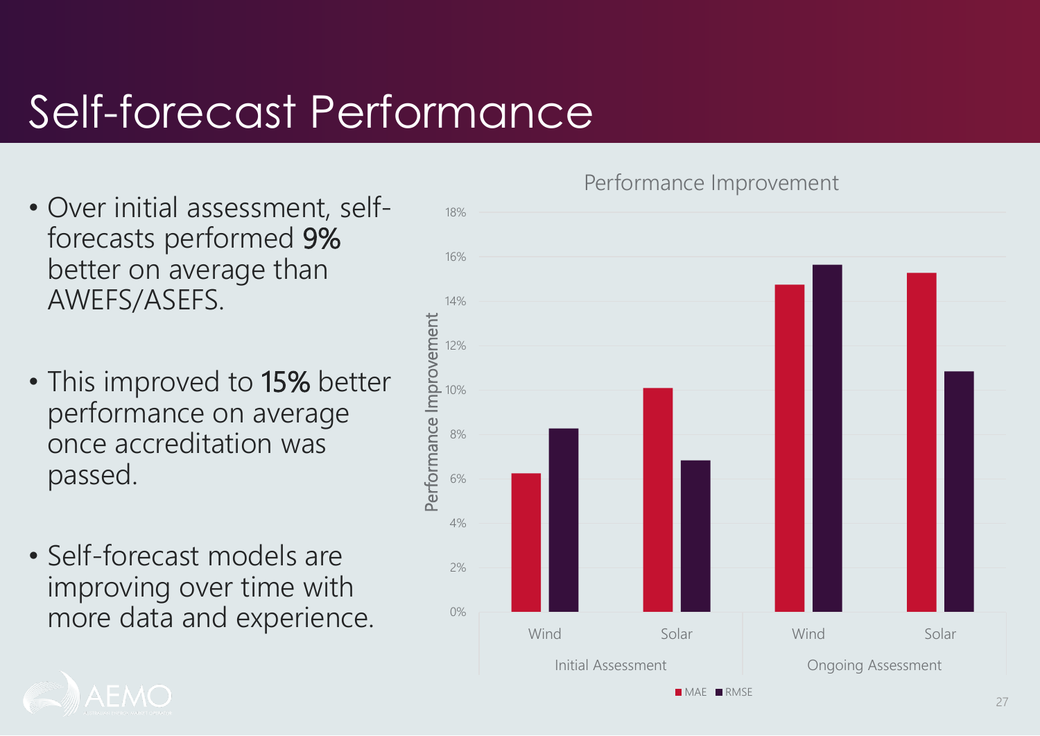# Self-forecast Performance

- Over initial assessment, self-forecasts performed **9%** better on average than AWEFS/ASEFS.
- This improved to **15%** better performance on average once accreditation was passed.
- Self-forecast models are improving over time with more data and experience.

**Performance Improvement**

Performance Improvement (0%–18%)

| | Initial Assessment | | Ongoing Assessment | |
|---|---|---|---|---|
| | Wind | Solar | Wind | Solar |

Legend: MAE, RMSE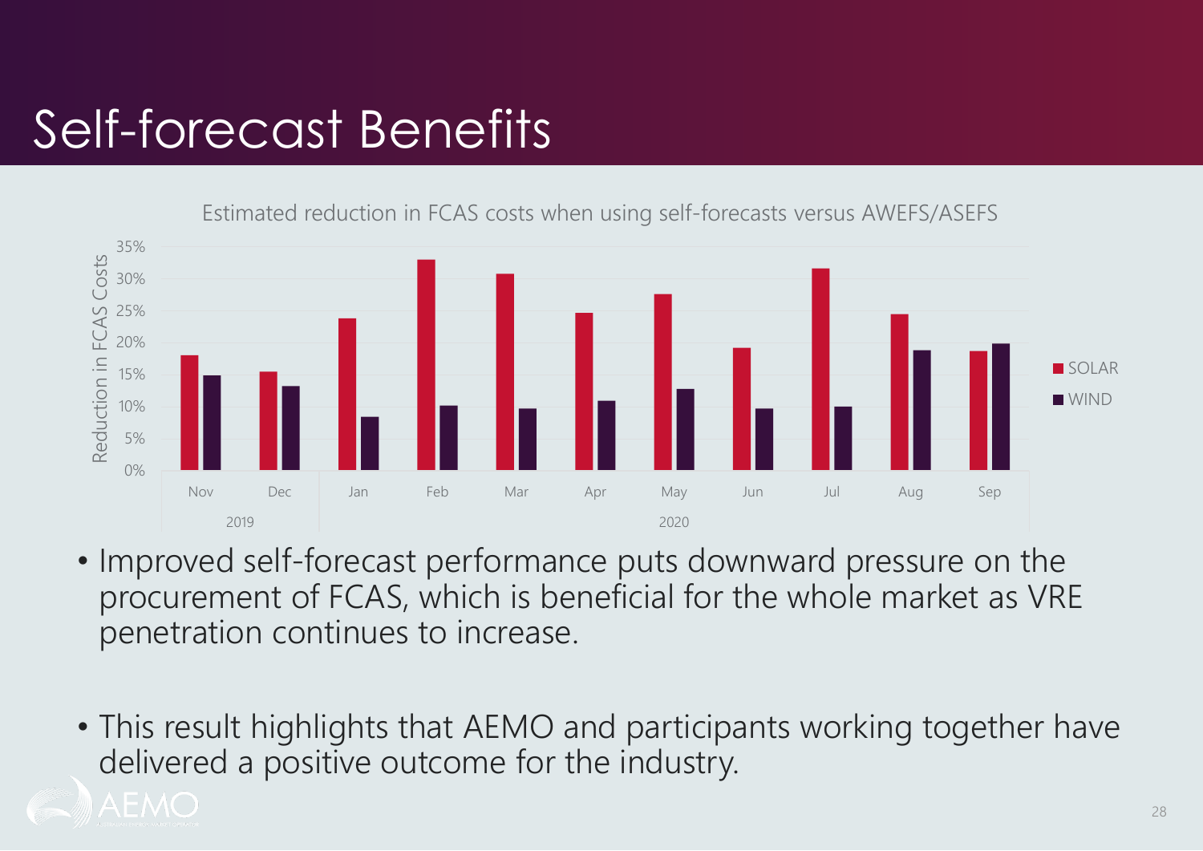# Self-forecast Benefits

Estimated reduction in FCAS costs when using self-forecasts versus AWEFS/ASEFS

- Improved self-forecast performance puts downward pressure on the procurement of FCAS, which is beneficial for the whole market as VRE penetration continues to increase.

- This result highlights that AEMO and participants working together have delivered a positive outcome for the industry.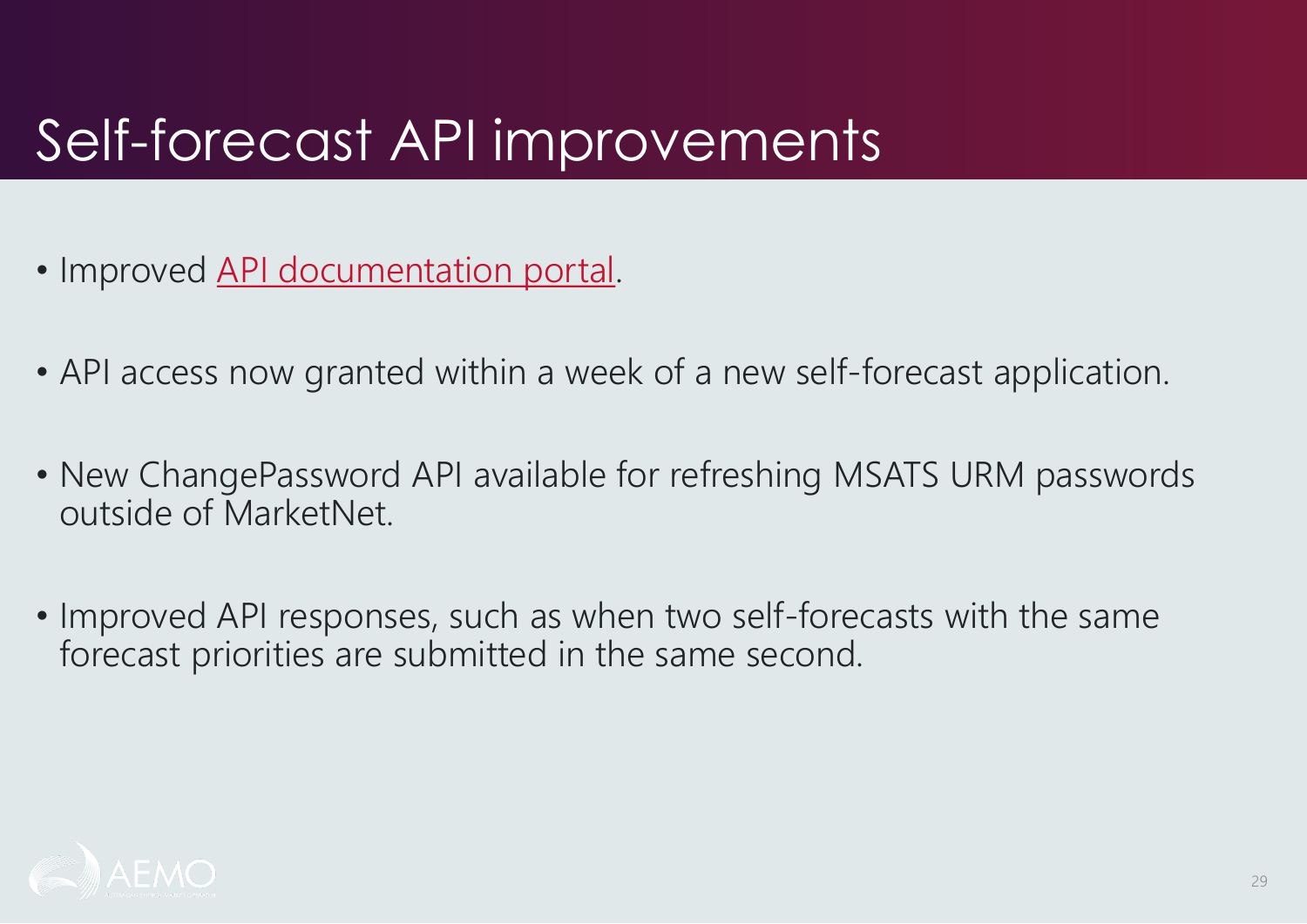# Self-forecast API improvements

- Improved API documentation portal.
- API access now granted within a week of a new self-forecast application.
- New ChangePassword API available for refreshing MSATS URM passwords outside of MarketNet.
- Improved API responses, such as when two self-forecasts with the same forecast priorities are submitted in the same second.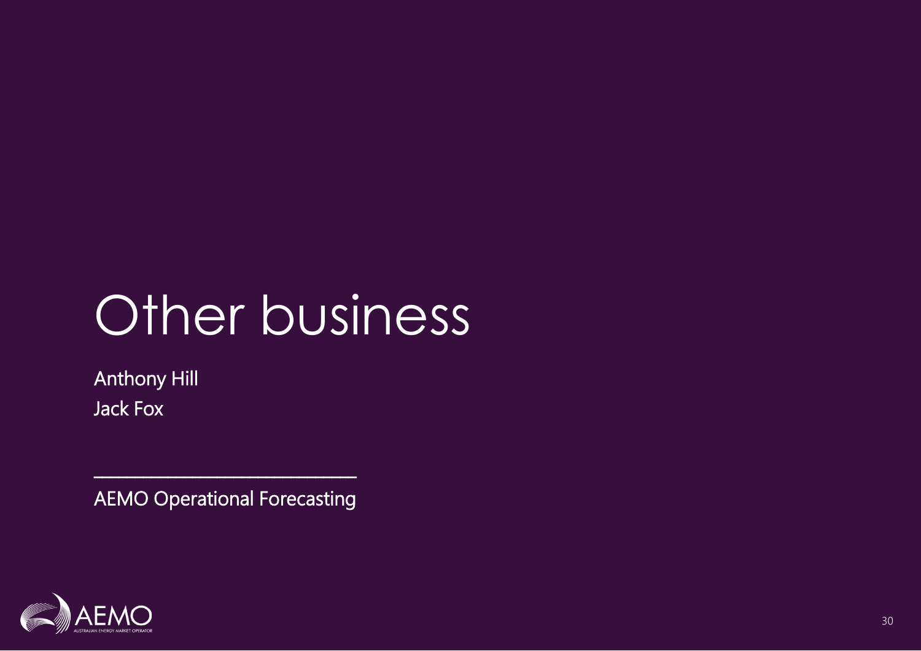# Other business

Anthony Hill

Jack Fox

---

AEMO Operational Forecasting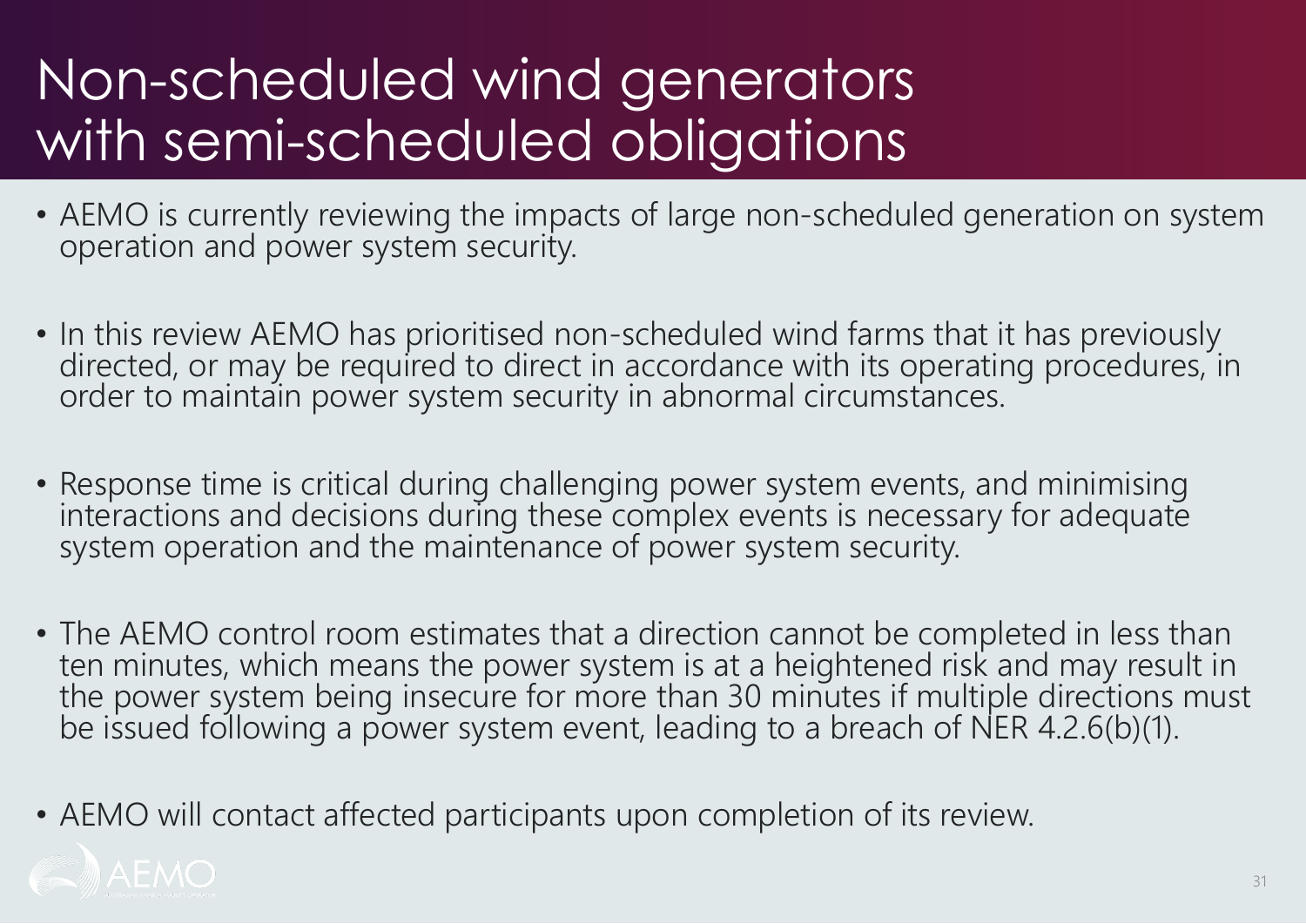# Non-scheduled wind generators with semi-scheduled obligations

- AEMO is currently reviewing the impacts of large non-scheduled generation on system operation and power system security.
- In this review AEMO has prioritised non-scheduled wind farms that it has previously directed, or may be required to direct in accordance with its operating procedures, in order to maintain power system security in abnormal circumstances.
- Response time is critical during challenging power system events, and minimising interactions and decisions during these complex events is necessary for adequate system operation and the maintenance of power system security.
- The AEMO control room estimates that a direction cannot be completed in less than ten minutes, which means the power system is at a heightened risk and may result in the power system being insecure for more than 30 minutes if multiple directions must be issued following a power system event, leading to a breach of NER 4.2.6(b)(1).
- AEMO will contact affected participants upon completion of its review.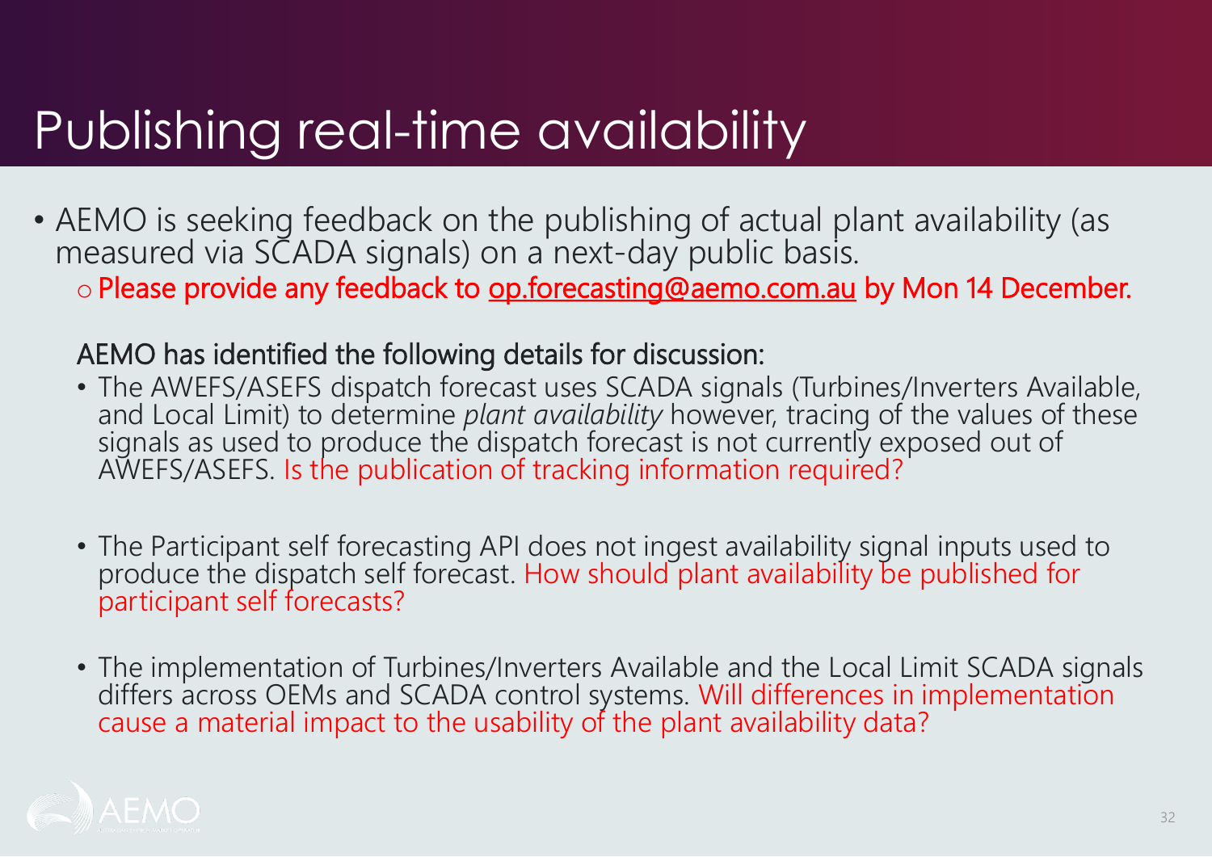# Publishing real-time availability

- AEMO is seeking feedback on the publishing of actual plant availability (as measured via SCADA signals) on a next-day public basis.
  - Please provide any feedback to op.forecasting@aemo.com.au by Mon 14 December.

AEMO has identified the following details for discussion:

- The AWEFS/ASEFS dispatch forecast uses SCADA signals (Turbines/Inverters Available, and Local Limit) to determine *plant availability* however, tracing of the values of these signals as used to produce the dispatch forecast is not currently exposed out of AWEFS/ASEFS. Is the publication of tracking information required?

- The Participant self forecasting API does not ingest availability signal inputs used to produce the dispatch self forecast. How should plant availability be published for participant self forecasts?

- The implementation of Turbines/Inverters Available and the Local Limit SCADA signals differs across OEMs and SCADA control systems. Will differences in implementation cause a material impact to the usability of the plant availability data?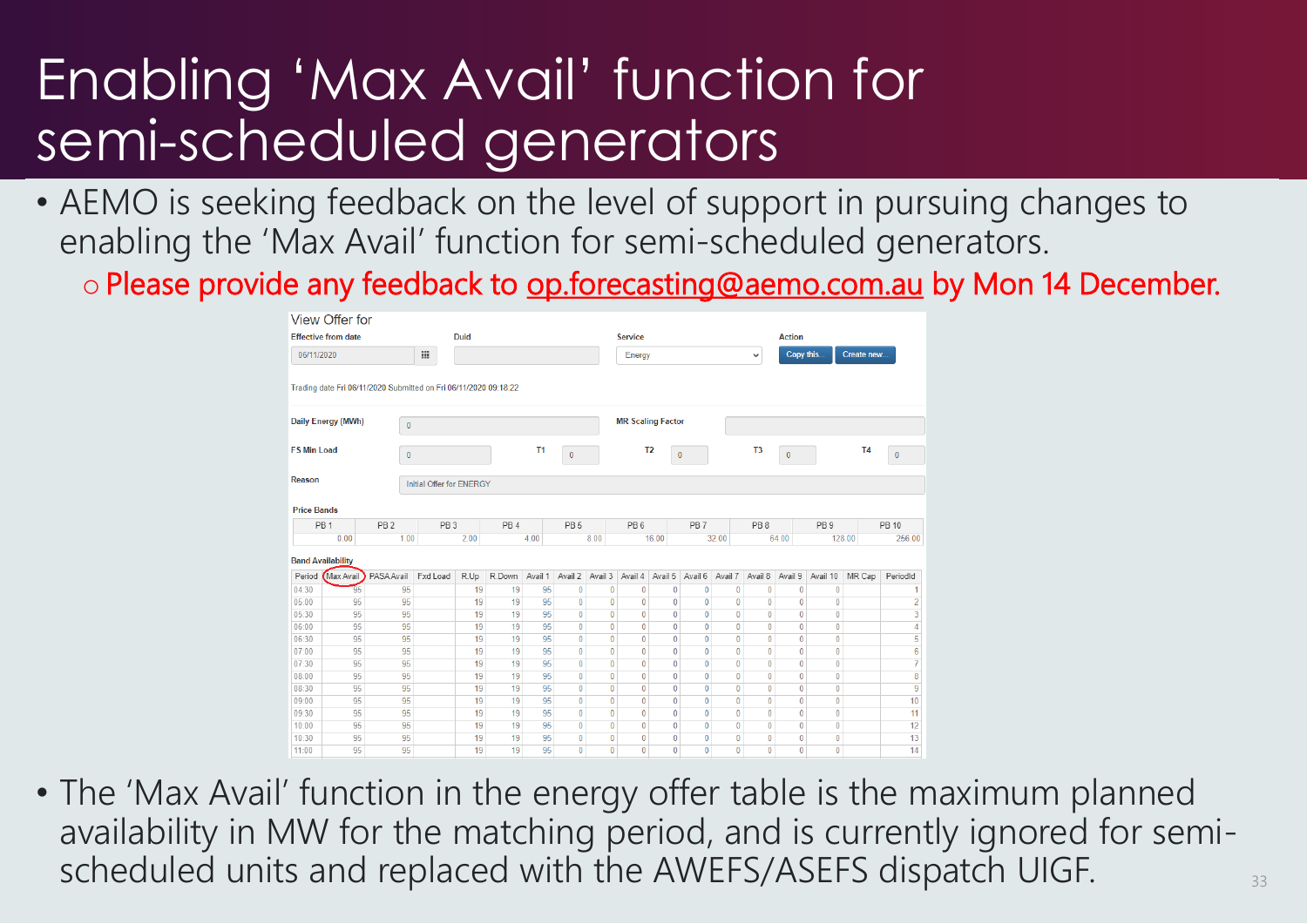# Enabling 'Max Avail' function for semi-scheduled generators

- AEMO is seeking feedback on the level of support in pursuing changes to enabling the 'Max Avail' function for semi-scheduled generators.
  - Please provide any feedback to op.forecasting@aemo.com.au by Mon 14 December.

View Offer for

Effective from date: 06/11/2020 | Duid: | Service: Energy | Action: Copy this... / Create new...

Trading date Fri 06/11/2020 Submitted on Fri 06/11/2020 09:18:22

Daily Energy (MWh): 0 | MR Scaling Factor:

FS Min Load: 0 | T1: 0 | T2: 0 | T3: 0 | T4: 0

Reason: Initial Offer for ENERGY

Price Bands

| PB 1 | PB 2 | PB 3 | PB 4 | PB 5 | PB 6 | PB 7 | PB 8 | PB 9 | PB 10 |
|---|---|---|---|---|---|---|---|---|---|
| 0.00 | 1.00 | 2.00 | 4.00 | 8.00 | 16.00 | 32.00 | 64.00 | 128.00 | 256.00 |

Band Availability

| Period | Max Avail | PASA Avail | Fxd Load | R.Up | R.Down | Avail 1 | Avail 2 | Avail 3 | Avail 4 | Avail 5 | Avail 6 | Avail 7 | Avail 8 | Avail 9 | Avail 10 | MR Cap | PeriodId |
|---|---|---|---|---|---|---|---|---|---|---|---|---|---|---|---|---|---|
| 04:30 | 95 | 95 | | 19 | 19 | 95 | 0 | 0 | 0 | 0 | 0 | 0 | 0 | 0 | 0 | | 1 |
| 05:00 | 95 | 95 | | 19 | 19 | 95 | 0 | 0 | 0 | 0 | 0 | 0 | 0 | 0 | 0 | | 2 |
| 05:30 | 95 | 95 | | 19 | 19 | 95 | 0 | 0 | 0 | 0 | 0 | 0 | 0 | 0 | 0 | | 3 |
| 06:00 | 95 | 95 | | 19 | 19 | 95 | 0 | 0 | 0 | 0 | 0 | 0 | 0 | 0 | 0 | | 4 |
| 06:30 | 95 | 95 | | 19 | 19 | 95 | 0 | 0 | 0 | 0 | 0 | 0 | 0 | 0 | 0 | | 5 |
| 07:00 | 95 | 95 | | 19 | 19 | 95 | 0 | 0 | 0 | 0 | 0 | 0 | 0 | 0 | 0 | | 6 |
| 07:30 | 95 | 95 | | 19 | 19 | 95 | 0 | 0 | 0 | 0 | 0 | 0 | 0 | 0 | 0 | | 7 |
| 08:00 | 95 | 95 | | 19 | 19 | 95 | 0 | 0 | 0 | 0 | 0 | 0 | 0 | 0 | 0 | | 8 |
| 08:30 | 95 | 95 | | 19 | 19 | 95 | 0 | 0 | 0 | 0 | 0 | 0 | 0 | 0 | 0 | | 9 |
| 09:00 | 95 | 95 | | 19 | 19 | 95 | 0 | 0 | 0 | 0 | 0 | 0 | 0 | 0 | 0 | | 10 |
| 09:30 | 95 | 95 | | 19 | 19 | 95 | 0 | 0 | 0 | 0 | 0 | 0 | 0 | 0 | 0 | | 11 |
| 10:00 | 95 | 95 | | 19 | 19 | 95 | 0 | 0 | 0 | 0 | 0 | 0 | 0 | 0 | 0 | | 12 |
| 10:30 | 95 | 95 | | 19 | 19 | 95 | 0 | 0 | 0 | 0 | 0 | 0 | 0 | 0 | 0 | | 13 |
| 11:00 | 95 | 95 | | 19 | 19 | 95 | 0 | 0 | 0 | 0 | 0 | 0 | 0 | 0 | 0 | | 14 |

- The 'Max Avail' function in the energy offer table is the maximum planned availability in MW for the matching period, and is currently ignored for semi-scheduled units and replaced with the AWEFS/ASEFS dispatch UIGF.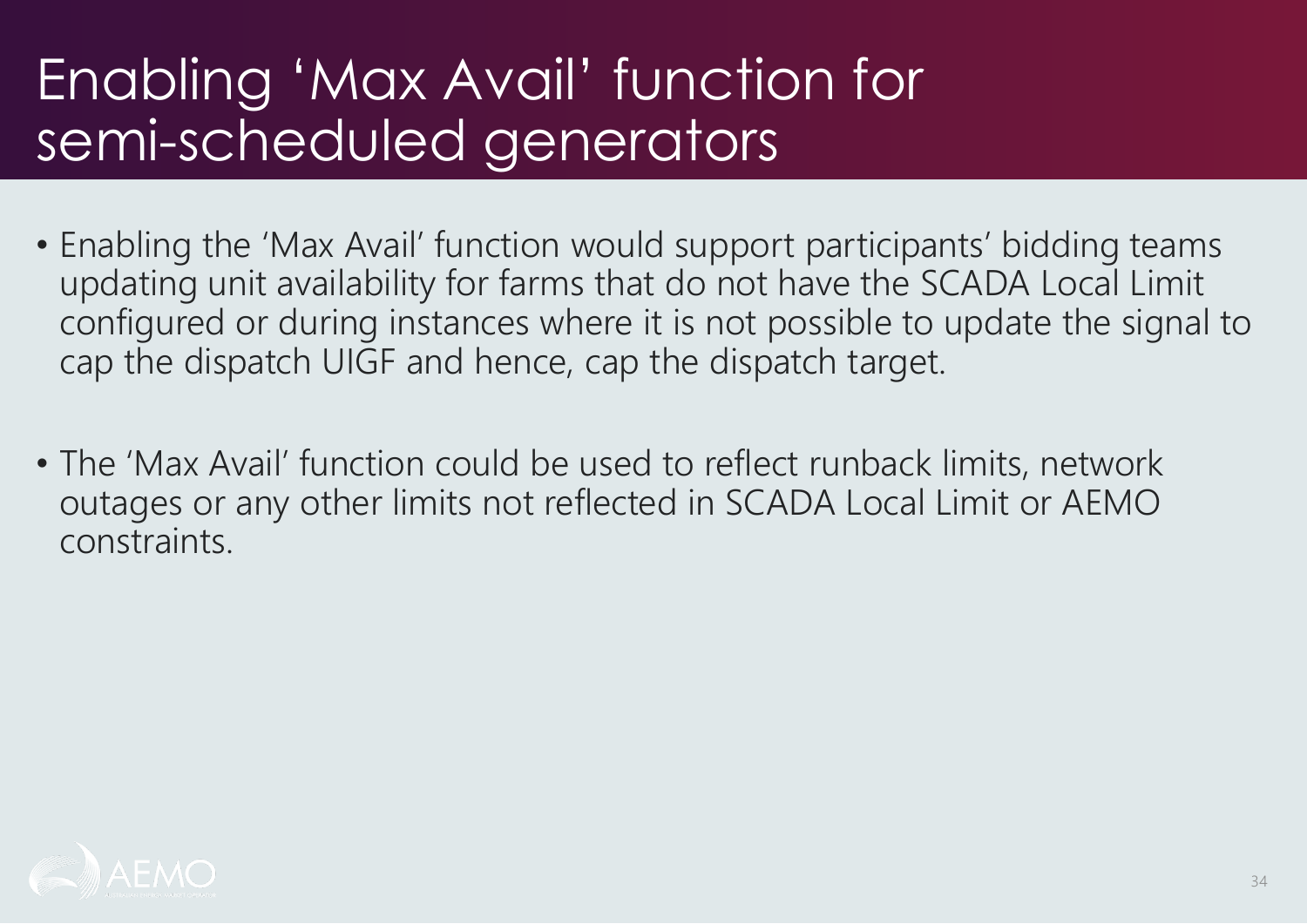# Enabling 'Max Avail' function for semi-scheduled generators

- Enabling the 'Max Avail' function would support participants' bidding teams updating unit availability for farms that do not have the SCADA Local Limit configured or during instances where it is not possible to update the signal to cap the dispatch UIGF and hence, cap the dispatch target.

- The 'Max Avail' function could be used to reflect runback limits, network outages or any other limits not reflected in SCADA Local Limit or AEMO constraints.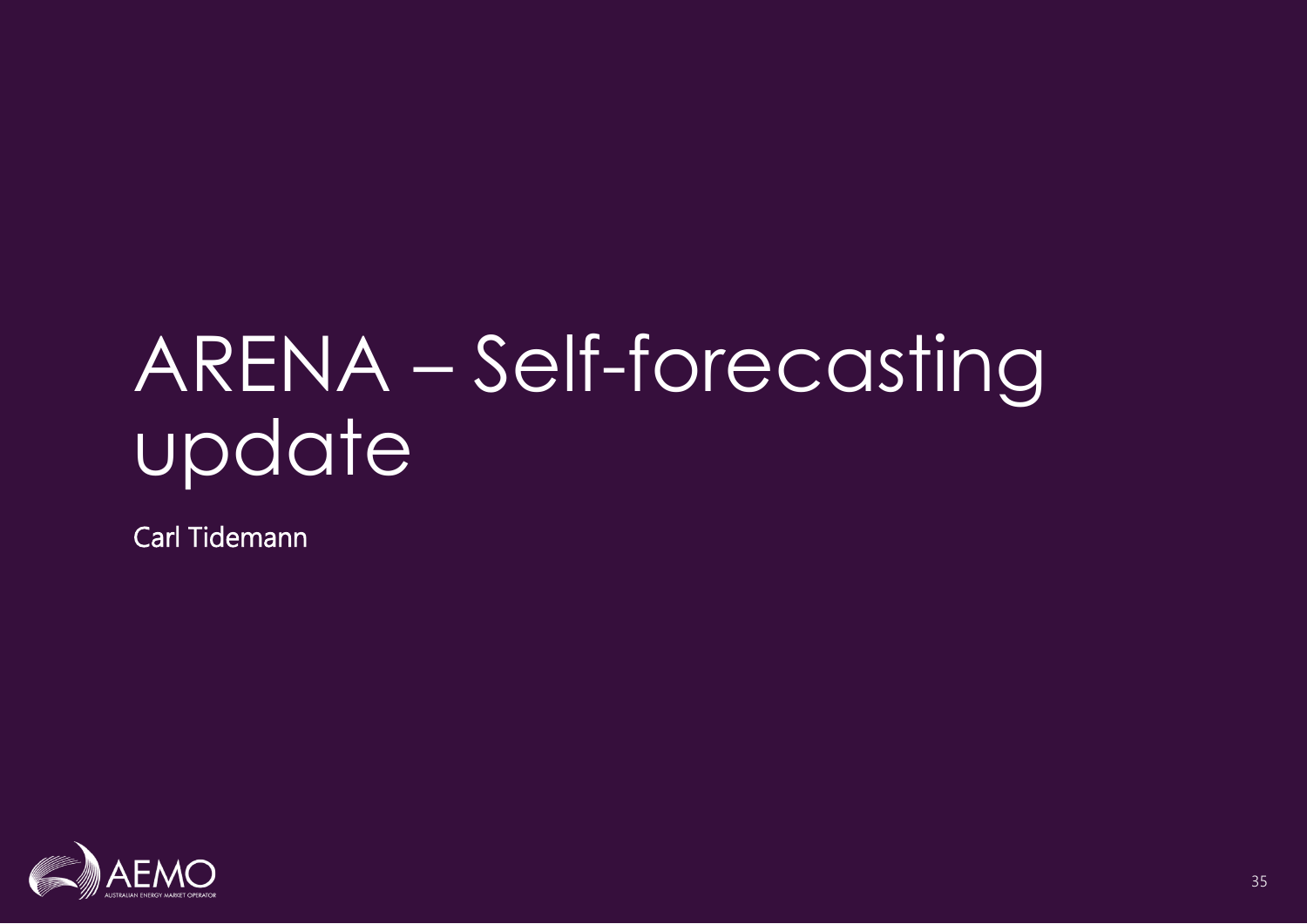# ARENA – Self-forecasting update

Carl Tidemann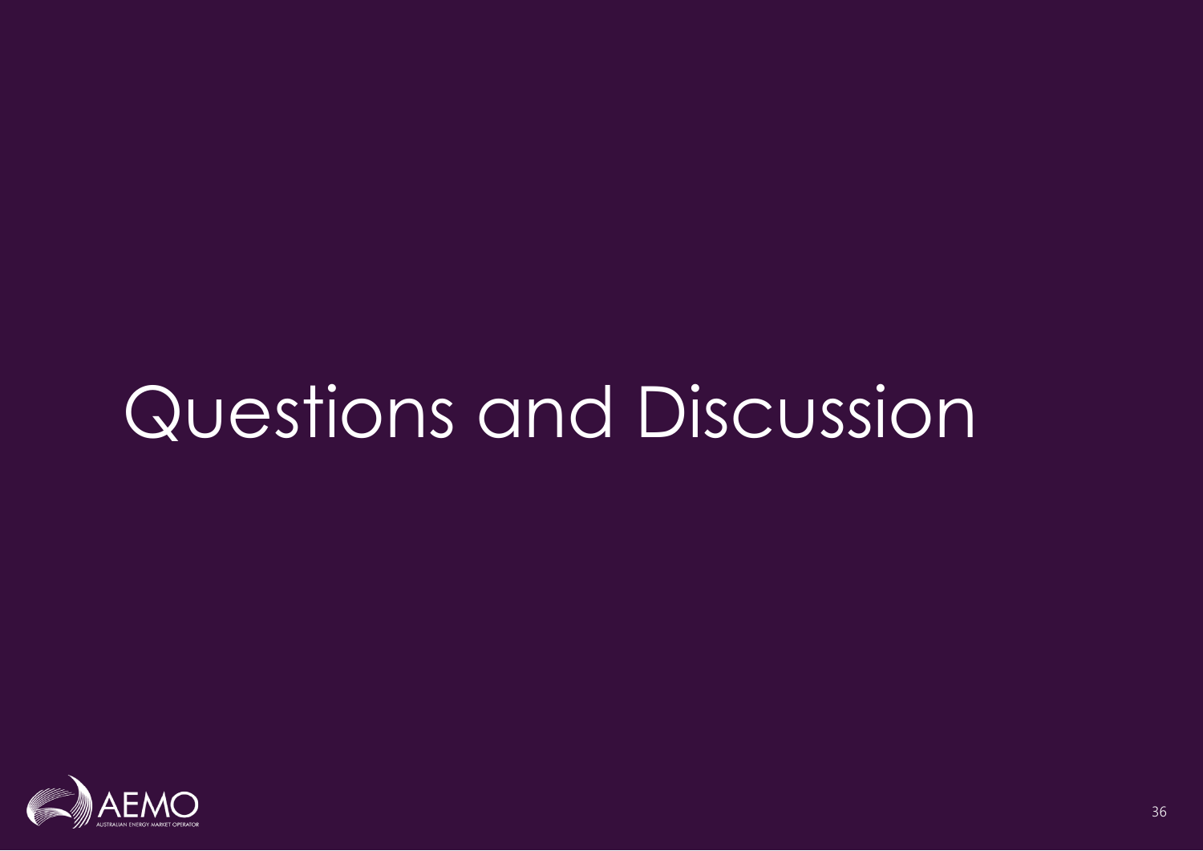# Questions and Discussion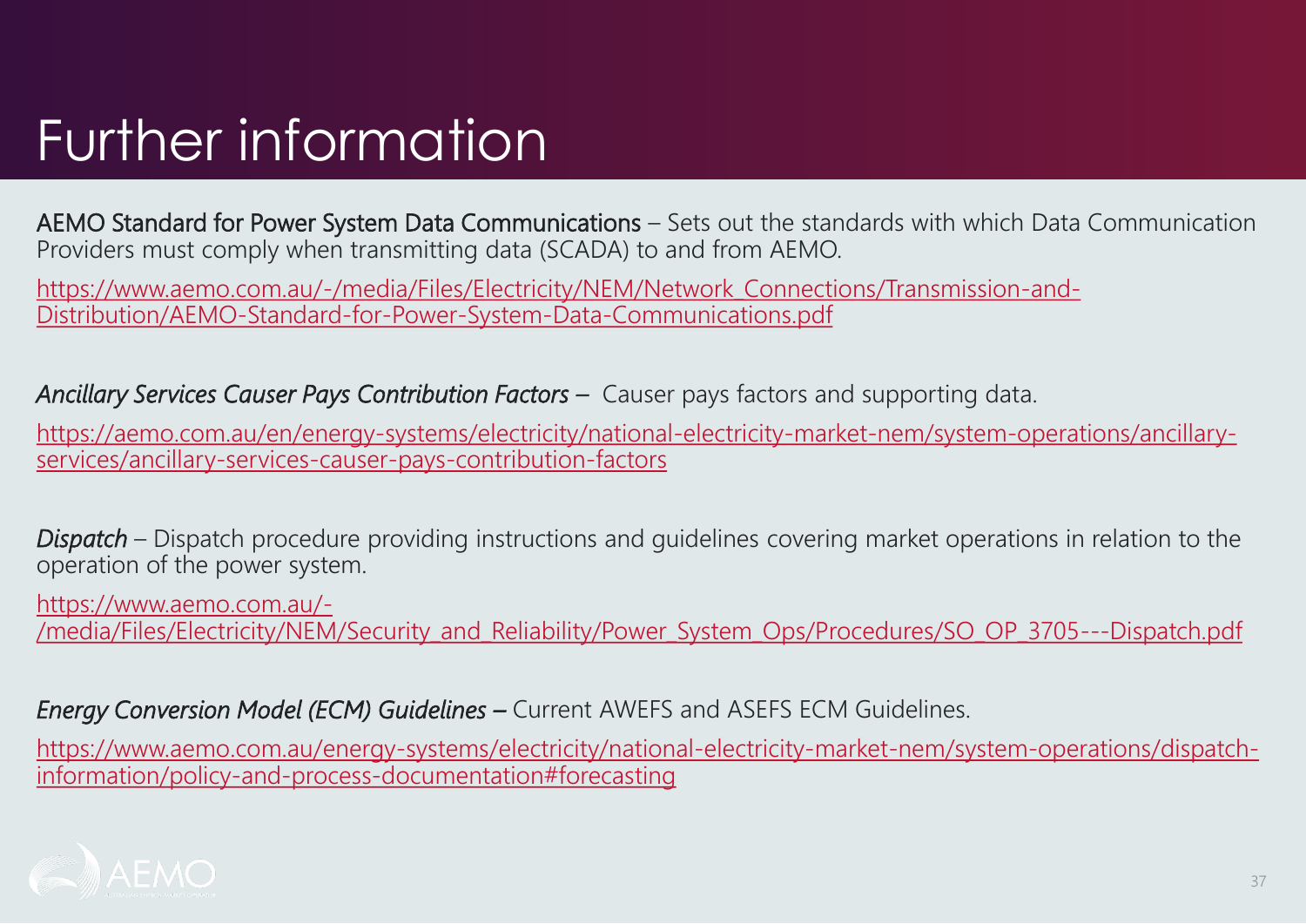# Further information

AEMO Standard for Power System Data Communications – Sets out the standards with which Data Communication Providers must comply when transmitting data (SCADA) to and from AEMO.

https://www.aemo.com.au/-/media/Files/Electricity/NEM/Network_Connections/Transmission-and-Distribution/AEMO-Standard-for-Power-System-Data-Communications.pdf

*Ancillary Services Causer Pays Contribution Factors* – Causer pays factors and supporting data.

https://aemo.com.au/en/energy-systems/electricity/national-electricity-market-nem/system-operations/ancillary-services/ancillary-services-causer-pays-contribution-factors

*Dispatch* – Dispatch procedure providing instructions and guidelines covering market operations in relation to the operation of the power system.

https://www.aemo.com.au/-/media/Files/Electricity/NEM/Security_and_Reliability/Power_System_Ops/Procedures/SO_OP_3705---Dispatch.pdf

*Energy Conversion Model (ECM) Guidelines* – Current AWEFS and ASEFS ECM Guidelines.

https://www.aemo.com.au/energy-systems/electricity/national-electricity-market-nem/system-operations/dispatch-information/policy-and-process-documentation#forecasting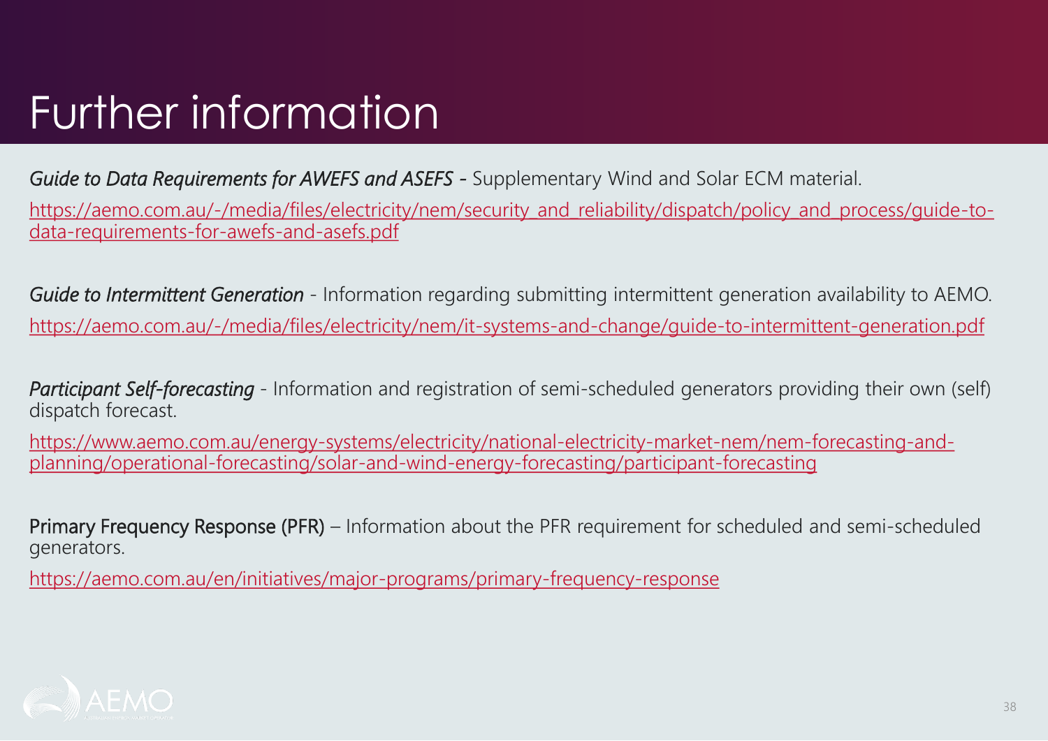# Further information

*Guide to Data Requirements for AWEFS and ASEFS* - Supplementary Wind and Solar ECM material.

https://aemo.com.au/-/media/files/electricity/nem/security_and_reliability/dispatch/policy_and_process/guide-to-data-requirements-for-awefs-and-asefs.pdf

*Guide to Intermittent Generation* - Information regarding submitting intermittent generation availability to AEMO.

https://aemo.com.au/-/media/files/electricity/nem/it-systems-and-change/guide-to-intermittent-generation.pdf

*Participant Self-forecasting* - Information and registration of semi-scheduled generators providing their own (self) dispatch forecast.

https://www.aemo.com.au/energy-systems/electricity/national-electricity-market-nem/nem-forecasting-and-planning/operational-forecasting/solar-and-wind-energy-forecasting/participant-forecasting

Primary Frequency Response (PFR) – Information about the PFR requirement for scheduled and semi-scheduled generators.

https://aemo.com.au/en/initiatives/major-programs/primary-frequency-response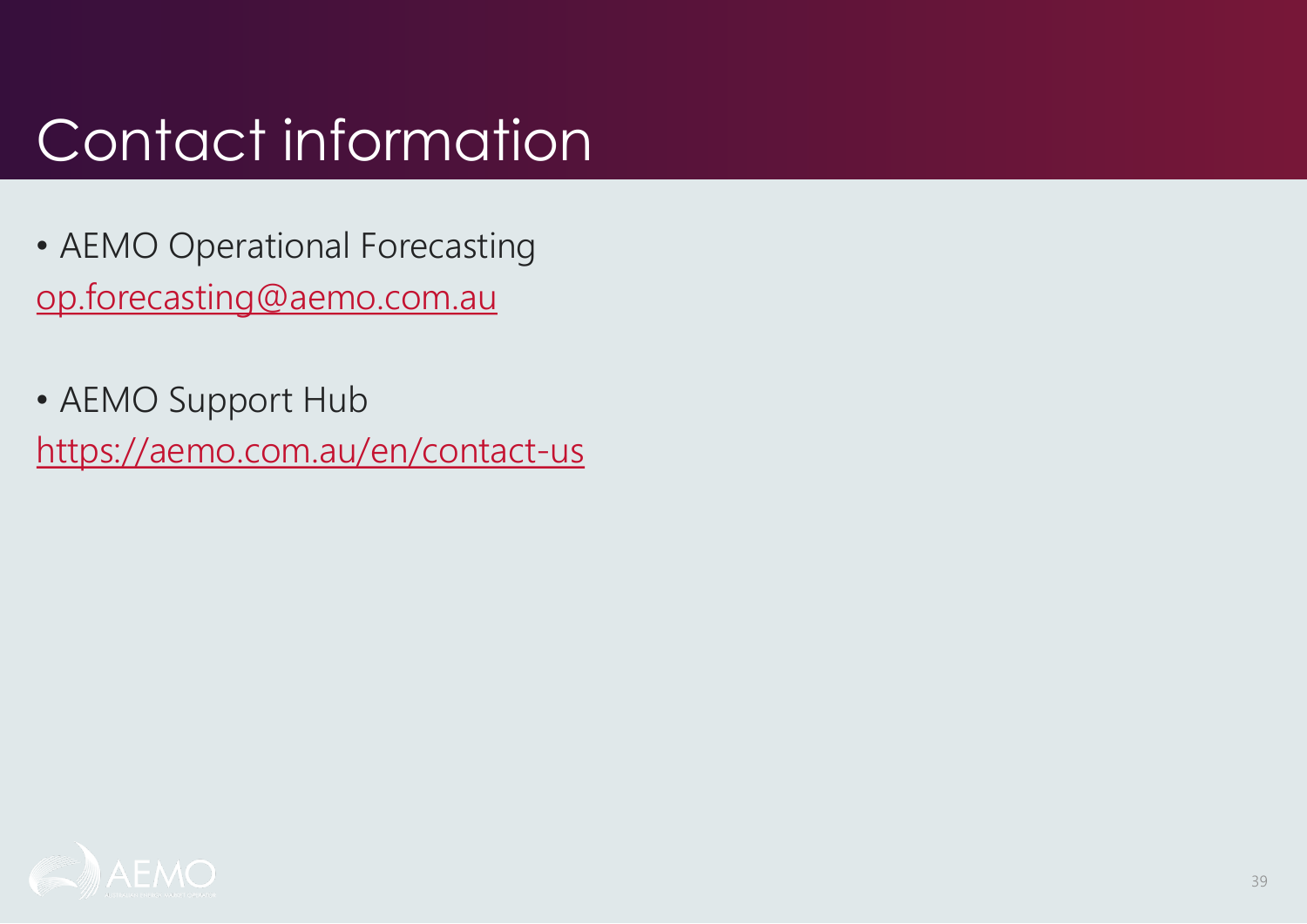# Contact information

- AEMO Operational Forecasting
op.forecasting@aemo.com.au

- AEMO Support Hub
https://aemo.com.au/en/contact-us